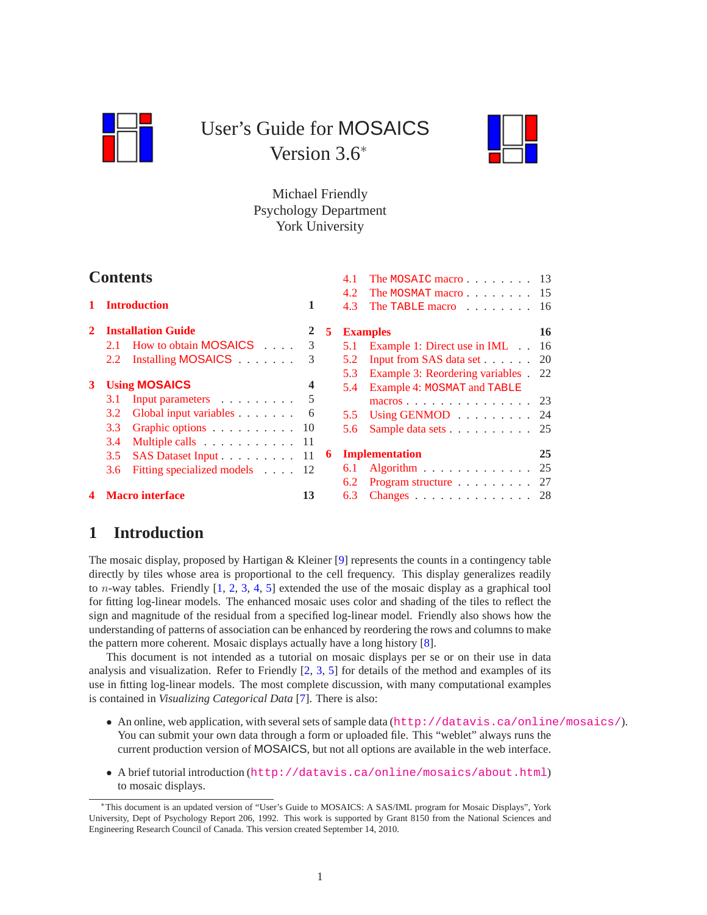# User's Guide for MOSAICS Version 3.6*

Michael Friendly
Psychology Department
York University

## Contents

1 Introduction 1

2 Installation Guide 2
- 2.1 How to obtain MOSAICS 3
- 2.2 Installing MOSAICS 3

3 Using MOSAICS 4
- 3.1 Input parameters 5
- 3.2 Global input variables 6
- 3.3 Graphic options 10
- 3.4 Multiple calls 11
- 3.5 SAS Dataset Input 11
- 3.6 Fitting specialized models 12

4 Macro interface 13
- 4.1 The MOSAIC macro 13
- 4.2 The MOSMAT macro 15
- 4.3 The TABLE macro 16

5 Examples 16
- 5.1 Example 1: Direct use in IML 16
- 5.2 Input from SAS data set 20
- 5.3 Example 3: Reordering variables 22
- 5.4 Example 4: MOSMAT and TABLE macros 23
- 5.5 Using GENMOD 24
- 5.6 Sample data sets 25

6 Implementation 25
- 6.1 Algorithm 25
- 6.2 Program structure 27
- 6.3 Changes 28

## 1 Introduction

The mosaic display, proposed by Hartigan & Kleiner [9] represents the counts in a contingency table directly by tiles whose area is proportional to the cell frequency. This display generalizes readily to $n$-way tables. Friendly [1, 2, 3, 4, 5] extended the use of the mosaic display as a graphical tool for fitting log-linear models. The enhanced mosaic uses color and shading of the tiles to reflect the sign and magnitude of the residual from a specified log-linear model. Friendly also shows how the understanding of patterns of association can be enhanced by reordering the rows and columns to make the pattern more coherent. Mosaic displays actually have a long history [8].

This document is not intended as a tutorial on mosaic displays per se or on their use in data analysis and visualization. Refer to Friendly [2, 3, 5] for details of the method and examples of its use in fitting log-linear models. The most complete discussion, with many computational examples is contained in *Visualizing Categorical Data* [7]. There is also:

- An online, web application, with several sets of sample data (`http://datavis.ca/online/mosaics/`). You can submit your own data through a form or uploaded file. This "weblet" always runs the current production version of MOSAICS, but not all options are available in the web interface.
- A brief tutorial introduction (`http://datavis.ca/online/mosaics/about.html`) to mosaic displays.

*This document is an updated version of "User's Guide to MOSAICS: A SAS/IML program for Mosaic Displays", York University, Dept of Psychology Report 206, 1992. This work is supported by Grant 8150 from the National Sciences and Engineering Research Council of Canada. This version created September 14, 2010.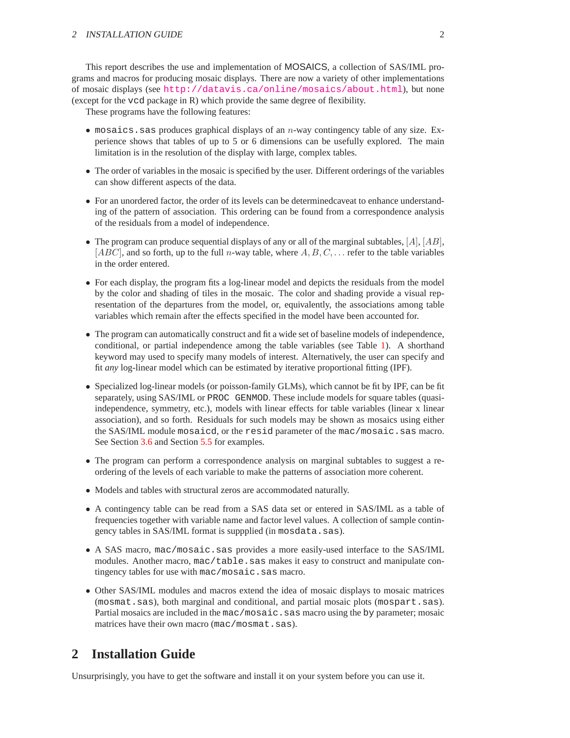This report describes the use and implementation of MOSAICS, a collection of SAS/IML programs and macros for producing mosaic displays. There are now a variety of other implementations of mosaic displays (see http://datavis.ca/online/mosaics/about.html), but none (except for the `vcd` package in R) which provide the same degree of flexibility.

These programs have the following features:

- `mosaics.sas` produces graphical displays of an $n$-way contingency table of any size. Experience shows that tables of up to 5 or 6 dimensions can be usefully explored. The main limitation is in the resolution of the display with large, complex tables.
- The order of variables in the mosaic is specified by the user. Different orderings of the variables can show different aspects of the data.
- For an unordered factor, the order of its levels can be determinedcaveat to enhance understanding of the pattern of association. This ordering can be found from a correspondence analysis of the residuals from a model of independence.
- The program can produce sequential displays of any or all of the marginal subtables, $[A]$, $[AB]$, $[ABC]$, and so forth, up to the full $n$-way table, where $A, B, C, \ldots$ refer to the table variables in the order entered.
- For each display, the program fits a log-linear model and depicts the residuals from the model by the color and shading of tiles in the mosaic. The color and shading provide a visual representation of the departures from the model, or, equivalently, the associations among table variables which remain after the effects specified in the model have been accounted for.
- The program can automatically construct and fit a wide set of baseline models of independence, conditional, or partial independence among the table variables (see Table 1). A shorthand keyword may used to specify many models of interest. Alternatively, the user can specify and fit *any* log-linear model which can be estimated by iterative proportional fitting (IPF).
- Specialized log-linear models (or poisson-family GLMs), which cannot be fit by IPF, can be fit separately, using SAS/IML or `PROC GENMOD`. These include models for square tables (quasi-independence, symmetry, etc.), models with linear effects for table variables (linear x linear association), and so forth. Residuals for such models may be shown as mosaics using either the SAS/IML module `mosaicd`, or the `resid` parameter of the `mac/mosaic.sas` macro. See Section 3.6 and Section 5.5 for examples.
- The program can perform a correspondence analysis on marginal subtables to suggest a reordering of the levels of each variable to make the patterns of association more coherent.
- Models and tables with structural zeros are accommodated naturally.
- A contingency table can be read from a SAS data set or entered in SAS/IML as a table of frequencies together with variable name and factor level values. A collection of sample contingency tables in SAS/IML format is suppplied (in `mosdata.sas`).
- A SAS macro, `mac/mosaic.sas` provides a more easily-used interface to the SAS/IML modules. Another macro, `mac/table.sas` makes it easy to construct and manipulate contingency tables for use with `mac/mosaic.sas` macro.
- Other SAS/IML modules and macros extend the idea of mosaic displays to mosaic matrices (`mosmat.sas`), both marginal and conditional, and partial mosaic plots (`mospart.sas`). Partial mosaics are included in the `mac/mosaic.sas` macro using the `by` parameter; mosaic matrices have their own macro (`mac/mosmat.sas`).

## 2 Installation Guide

Unsurprisingly, you have to get the software and install it on your system before you can use it.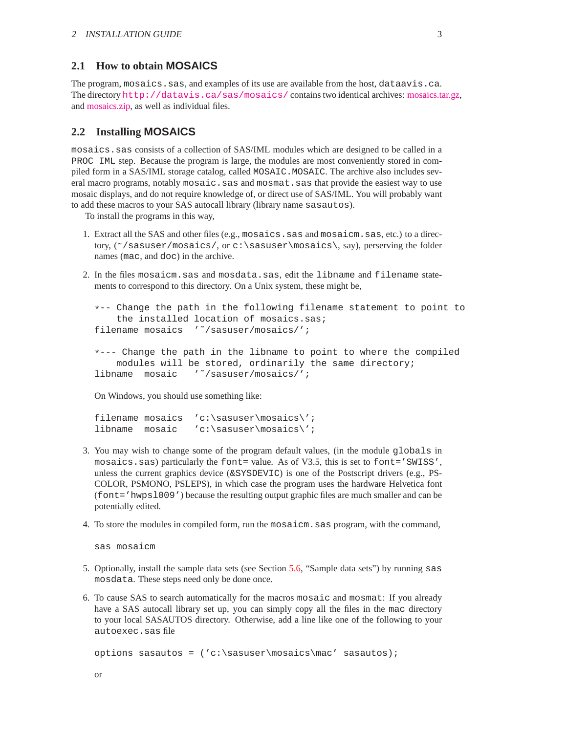## 2.1 How to obtain MOSAICS

The program, `mosaics.sas`, and examples of its use are available from the host, `dataavis.ca`. The directory `http://datavis.ca/sas/mosaics/` contains two identical archives: mosaics.tar.gz, and mosaics.zip, as well as individual files.

## 2.2 Installing MOSAICS

`mosaics.sas` consists of a collection of SAS/IML modules which are designed to be called in a `PROC IML` step. Because the program is large, the modules are most conveniently stored in compiled form in a SAS/IML storage catalog, called `MOSAIC.MOSAIC`. The archive also includes several macro programs, notably `mosaic.sas` and `mosmat.sas` that provide the easiest way to use mosaic displays, and do not require knowledge of, or direct use of SAS/IML. You will probably want to add these macros to your SAS autocall library (library name `sasautos`).

To install the programs in this way,

1. Extract all the SAS and other files (e.g., `mosaics.sas` and `mosaicm.sas`, etc.) to a directory, (`~/sasuser/mosaics/`, or `c:\sasuser\mosaics\`, say), perserving the folder names (`mac`, and `doc`) in the archive.

2. In the files `mosaicm.sas` and `mosdata.sas`, edit the `libname` and `filename` statements to correspond to this directory. On a Unix system, these might be,

```
*-- Change the path in the following filename statement to point to
    the installed location of mosaics.sas;
filename mosaics  '~/sasuser/mosaics/';

*--- Change the path in the libname to point to where the compiled
    modules will be stored, ordinarily the same directory;
libname  mosaic   '~/sasuser/mosaics/';
```

   On Windows, you should use something like:

```
filename mosaics  'c:\sasuser\mosaics\';
libname  mosaic   'c:\sasuser\mosaics\';
```

3. You may wish to change some of the program default values, (in the module `globals` in `mosaics.sas`) particularly the `font=` value. As of V3.5, this is set to `font='SWISS'`, unless the current graphics device (`&SYSDEVIC`) is one of the Postscript drivers (e.g., PSCOLOR, PSMONO, PSLEPS), in which case the program uses the hardware Helvetica font (`font='hwpsl009'`) because the resulting output graphic files are much smaller and can be potentially edited.

4. To store the modules in compiled form, run the `mosaicm.sas` program, with the command,

```
sas mosaicm
```

5. Optionally, install the sample data sets (see Section 5.6, "Sample data sets") by running `sas mosdata`. These steps need only be done once.

6. To cause SAS to search automatically for the macros `mosaic` and `mosmat`: If you already have a SAS autocall library set up, you can simply copy all the files in the `mac` directory to your local SASAUTOS directory. Otherwise, add a line like one of the following to your `autoexec.sas` file

```
options sasautos = ('c:\sasuser\mosaics\mac' sasautos);
```

   or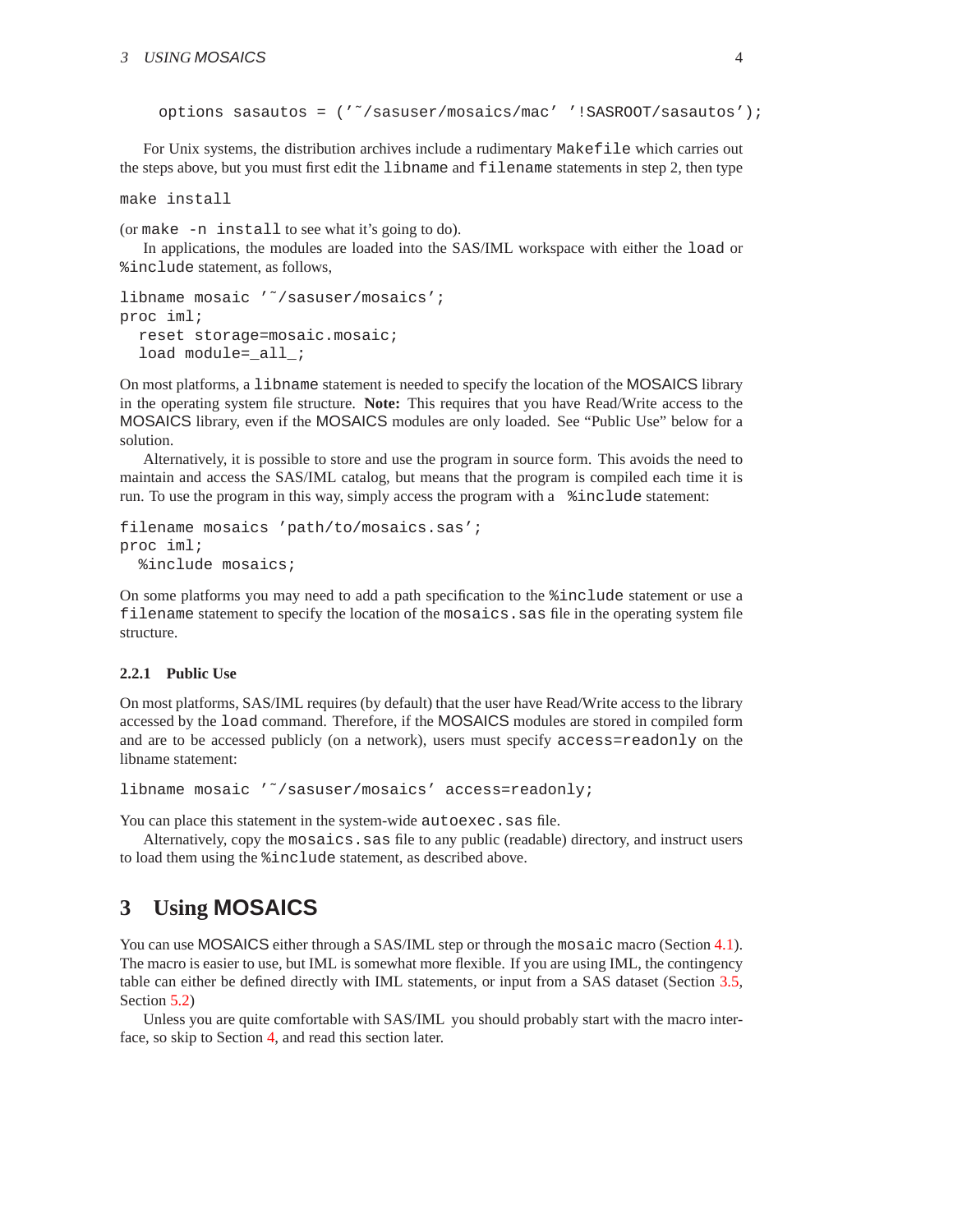```
options sasautos = ('~/sasuser/mosaics/mac' '!SASROOT/sasautos');
```

For Unix systems, the distribution archives include a rudimentary `Makefile` which carries out the steps above, but you must first edit the `libname` and `filename` statements in step 2, then type

```
make install
```

(or `make -n install` to see what it's going to do).

In applications, the modules are loaded into the SAS/IML workspace with either the `load` or `%include` statement, as follows,

```
libname mosaic '~/sasuser/mosaics';
proc iml;
  reset storage=mosaic.mosaic;
  load module=_all_;
```

On most platforms, a `libname` statement is needed to specify the location of the MOSAICS library in the operating system file structure. **Note:** This requires that you have Read/Write access to the MOSAICS library, even if the MOSAICS modules are only loaded. See "Public Use" below for a solution.

Alternatively, it is possible to store and use the program in source form. This avoids the need to maintain and access the SAS/IML catalog, but means that the program is compiled each time it is run. To use the program in this way, simply access the program with a `%include` statement:

```
filename mosaics 'path/to/mosaics.sas';
proc iml;
  %include mosaics;
```

On some platforms you may need to add a path specification to the `%include` statement or use a `filename` statement to specify the location of the `mosaics.sas` file in the operating system file structure.

### 2.2.1 Public Use

On most platforms, SAS/IML requires (by default) that the user have Read/Write access to the library accessed by the `load` command. Therefore, if the MOSAICS modules are stored in compiled form and are to be accessed publicly (on a network), users must specify `access=readonly` on the libname statement:

```
libname mosaic '~/sasuser/mosaics' access=readonly;
```

You can place this statement in the system-wide `autoexec.sas` file.

Alternatively, copy the `mosaics.sas` file to any public (readable) directory, and instruct users to load them using the `%include` statement, as described above.

## 3 Using MOSAICS

You can use MOSAICS either through a SAS/IML step or through the `mosaic` macro (Section 4.1). The macro is easier to use, but IML is somewhat more flexible. If you are using IML, the contingency table can either be defined directly with IML statements, or input from a SAS dataset (Section 3.5, Section 5.2)

Unless you are quite comfortable with SAS/IML you should probably start with the macro interface, so skip to Section 4, and read this section later.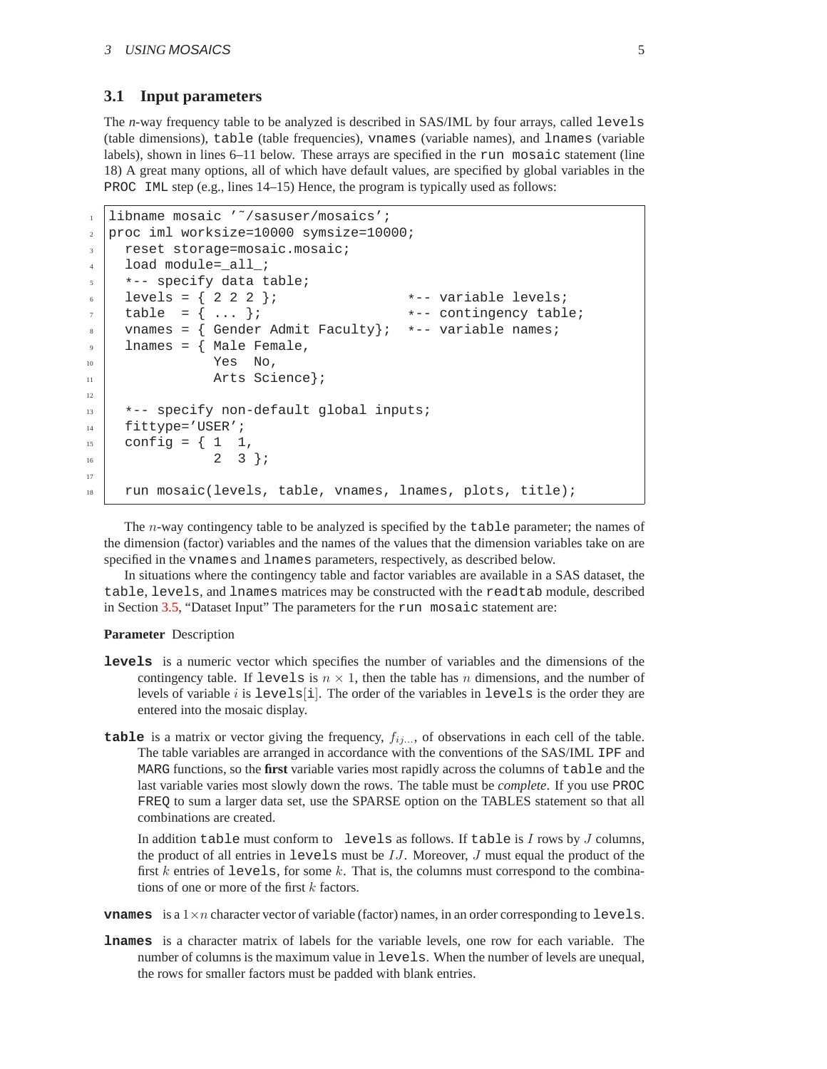### 3.1 Input parameters

The *n*-way frequency table to be analyzed is described in SAS/IML by four arrays, called `levels` (table dimensions), `table` (table frequencies), `vnames` (variable names), and `lnames` (variable labels), shown in lines 6–11 below. These arrays are specified in the `run mosaic` statement (line 18) A great many options, all of which have default values, are specified by global variables in the `PROC IML` step (e.g., lines 14–15) Hence, the program is typically used as follows:

```
libname mosaic '~/sasuser/mosaics';
proc iml worksize=10000 symsize=10000;
  reset storage=mosaic.mosaic;
  load module=_all_;
  *-- specify data table;
  levels = { 2 2 2 };              *-- variable levels;
  table  = { ... };                *-- contingency table;
  vnames = { Gender Admit Faculty}; *-- variable names;
  lnames = { Male Female,
             Yes  No,
             Arts Science};

  *-- specify non-default global inputs;
  fittype='USER';
  config = { 1  1,
             2  3 };

  run mosaic(levels, table, vnames, lnames, plots, title);
```

The $n$-way contingency table to be analyzed is specified by the `table` parameter; the names of the dimension (factor) variables and the names of the values that the dimension variables take on are specified in the `vnames` and `lnames` parameters, respectively, as described below.

In situations where the contingency table and factor variables are available in a SAS dataset, the `table`, `levels`, and `lnames` matrices may be constructed with the `readtab` module, described in Section 3.5, "Dataset Input" The parameters for the `run mosaic` statement are:

**Parameter** Description

**levels** is a numeric vector which specifies the number of variables and the dimensions of the contingency table. If `levels` is $n \times 1$, then the table has $n$ dimensions, and the number of levels of variable $i$ is `levels`[`i`]. The order of the variables in `levels` is the order they are entered into the mosaic display.

**table** is a matrix or vector giving the frequency, $f_{ij...}$, of observations in each cell of the table. The table variables are arranged in accordance with the conventions of the SAS/IML `IPF` and `MARG` functions, so the **first** variable varies most rapidly across the columns of `table` and the last variable varies most slowly down the rows. The table must be *complete*. If you use `PROC FREQ` to sum a larger data set, use the SPARSE option on the TABLES statement so that all combinations are created.

In addition `table` must conform to `levels` as follows. If `table` is $I$ rows by $J$ columns, the product of all entries in `levels` must be $IJ$. Moreover, $J$ must equal the product of the first $k$ entries of `levels`, for some $k$. That is, the columns must correspond to the combinations of one or more of the first $k$ factors.

**vnames** is a $1 \times n$ character vector of variable (factor) names, in an order corresponding to `levels`.

**lnames** is a character matrix of labels for the variable levels, one row for each variable. The number of columns is the maximum value in `levels`. When the number of levels are unequal, the rows for smaller factors must be padded with blank entries.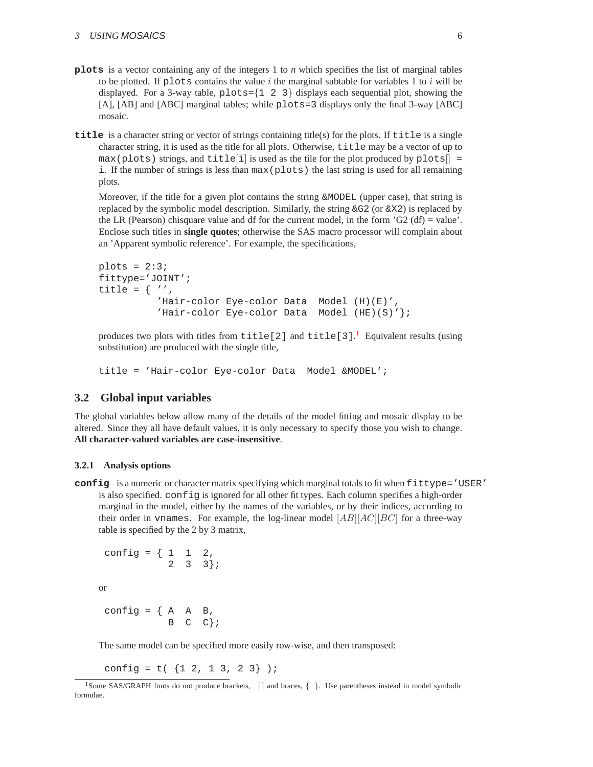**plots** is a vector containing any of the integers 1 to *n* which specifies the list of marginal tables to be plotted. If `plots` contains the value $i$ the marginal subtable for variables 1 to $i$ will be displayed. For a 3-way table, `plots={1 2 3}` displays each sequential plot, showing the [A], [AB] and [ABC] marginal tables; while `plots=3` displays only the final 3-way [ABC] mosaic.

**title** is a character string or vector of strings containing title(s) for the plots. If `title` is a single character string, it is used as the title for all plots. Otherwise, `title` may be a vector of up to `max(plots)` strings, and `title[i]` is used as the tile for the plot produced by `plots[] = i`. If the number of strings is less than `max(plots)` the last string is used for all remaining plots.

Moreover, if the title for a given plot contains the string `&MODEL` (upper case), that string is replaced by the symbolic model description. Similarly, the string `&G2` (or `&X2`) is replaced by the LR (Pearson) chisquare value and df for the current model, in the form 'G2 (df) = value'. Enclose such titles in **single quotes**; otherwise the SAS macro processor will complain about an 'Apparent symbolic reference'. For example, the specifications,

```
plots = 2:3;
fittype='JOINT';
title = { '',
          'Hair-color Eye-color Data  Model (H)(E)',
          'Hair-color Eye-color Data  Model (HE)(S)'};
```

produces two plots with titles from `title[2]` and `title[3]`.[1] Equivalent results (using substitution) are produced with the single title,

```
title = 'Hair-color Eye-color Data  Model &MODEL';
```

## 3.2 Global input variables

The global variables below allow many of the details of the model fitting and mosaic display to be altered. Since they all have default values, it is only necessary to specify those you wish to change. **All character-valued variables are case-insensitive**.

### 3.2.1 Analysis options

**config** is a numeric or character matrix specifying which marginal totals to fit when `fittype='USER'` is also specified. `config` is ignored for all other fit types. Each column specifies a high-order marginal in the model, either by the names of the variables, or by their indices, according to their order in `vnames`. For example, the log-linear model $[AB][AC][BC]$ for a three-way table is specified by the 2 by 3 matrix,

```
config = { 1  1  2,
           2  3  3};
```

or

```
config = { A  A  B,
           B  C  C};
```

The same model can be specified more easily row-wise, and then transposed:

```
config = t( {1 2, 1 3, 2 3} );
```

[1]Some SAS/GRAPH fonts do not produce brackets, [ ] and braces, { }. Use parentheses instead in model symbolic formulae.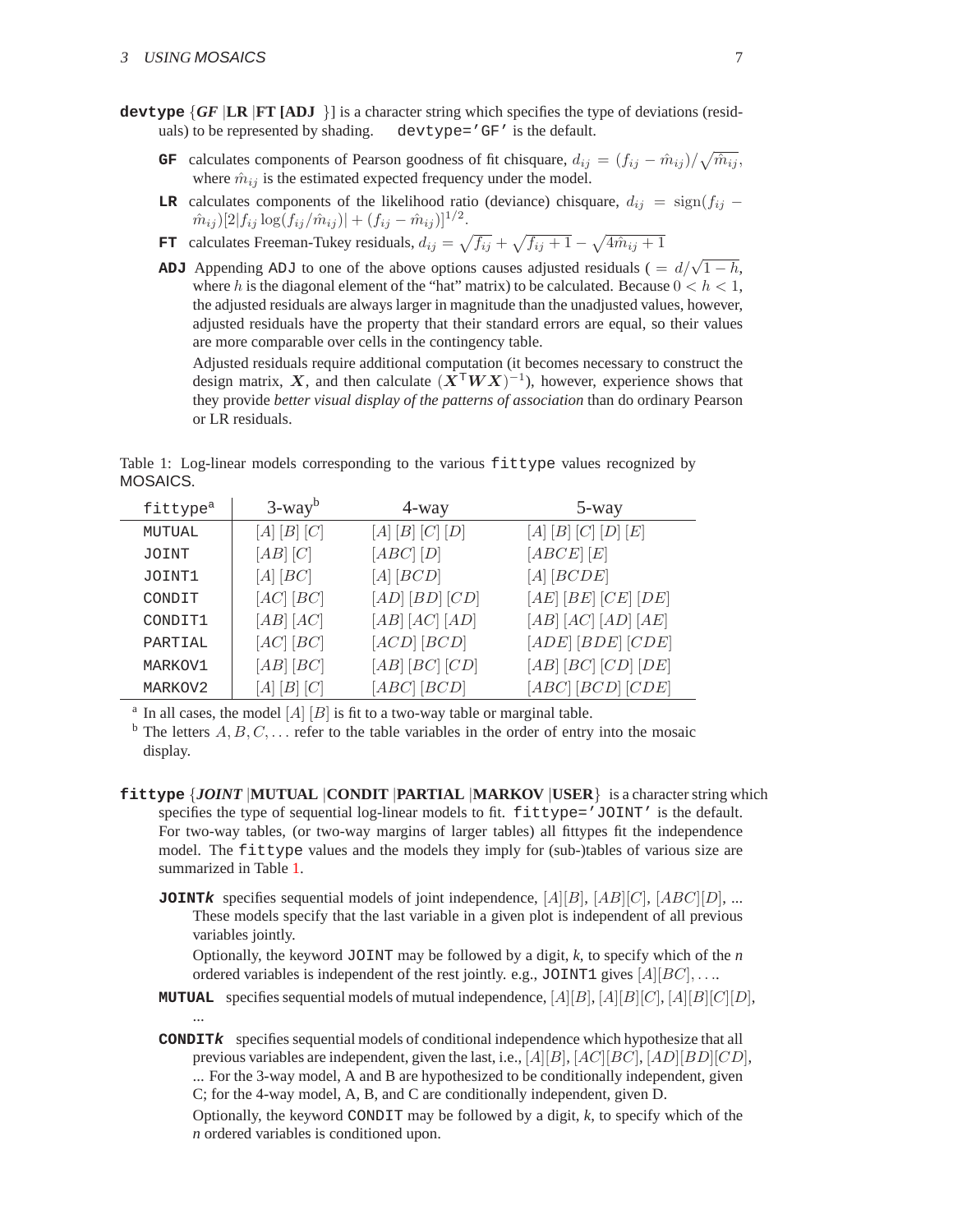**devtype** {*GF* |**LR** |**FT [ADJ** }] is a character string which specifies the type of deviations (residuals) to be represented by shading.  devtype='GF' is the default.

- **GF** calculates components of Pearson goodness of fit chisquare, $d_{ij} = (f_{ij} - \hat{m}_{ij})/\sqrt{\hat{m}_{ij}}$, where $\hat{m}_{ij}$ is the estimated expected frequency under the model.
- **LR** calculates components of the likelihood ratio (deviance) chisquare, $d_{ij} = \text{sign}(f_{ij} - \hat{m}_{ij})[2|f_{ij}\log(f_{ij}/\hat{m}_{ij})| + (f_{ij} - \hat{m}_{ij})]^{1/2}$.
- **FT** calculates Freeman-Tukey residuals, $d_{ij} = \sqrt{f_{ij}} + \sqrt{f_{ij}+1} - \sqrt{4\hat{m}_{ij}+1}$
- **ADJ** Appending ADJ to one of the above options causes adjusted residuals ( $= d/\sqrt{1-h}$, where $h$ is the diagonal element of the "hat" matrix) to be calculated. Because $0 < h < 1$, the adjusted residuals are always larger in magnitude than the unadjusted values, however, adjusted residuals have the property that their standard errors are equal, so their values are more comparable over cells in the contingency table.

  Adjusted residuals require additional computation (it becomes necessary to construct the design matrix, $\boldsymbol{X}$, and then calculate $(\boldsymbol{X}^{\mathsf{T}}\boldsymbol{W}\boldsymbol{X})^{-1}$), however, experience shows that they provide *better visual display of the patterns of association* than do ordinary Pearson or LR residuals.

Table 1: Log-linear models corresponding to the various fittype values recognized by MOSAICS.

| fittype[a] | 3-way[b] | 4-way | 5-way |
|---|---|---|---|
| MUTUAL | $[A]\,[B]\,[C]$ | $[A]\,[B]\,[C]\,[D]$ | $[A]\,[B]\,[C]\,[D]\,[E]$ |
| JOINT | $[AB]\,[C]$ | $[ABC]\,[D]$ | $[ABCE]\,[E]$ |
| JOINT1 | $[A]\,[BC]$ | $[A]\,[BCD]$ | $[A]\,[BCDE]$ |
| CONDIT | $[AC]\,[BC]$ | $[AD]\,[BD]\,[CD]$ | $[AE]\,[BE]\,[CE]\,[DE]$ |
| CONDIT1 | $[AB]\,[AC]$ | $[AB]\,[AC]\,[AD]$ | $[AB]\,[AC]\,[AD]\,[AE]$ |
| PARTIAL | $[AC]\,[BC]$ | $[ACD]\,[BCD]$ | $[ADE]\,[BDE]\,[CDE]$ |
| MARKOV1 | $[AB]\,[BC]$ | $[AB]\,[BC]\,[CD]$ | $[AB]\,[BC]\,[CD]\,[DE]$ |
| MARKOV2 | $[A]\,[B]\,[C]$ | $[ABC]\,[BCD]$ | $[ABC]\,[BCD]\,[CDE]$ |

[a] In all cases, the model $[A]\,[B]$ is fit to a two-way table or marginal table.
[b] The letters $A, B, C, \ldots$ refer to the table variables in the order of entry into the mosaic display.

**fittype** {*JOINT* |**MUTUAL** |**CONDIT** |**PARTIAL** |**MARKOV** |**USER**} is a character string which specifies the type of sequential log-linear models to fit. fittype='JOINT' is the default. For two-way tables, (or two-way margins of larger tables) all fittypes fit the independence model. The fittype values and the models they imply for (sub-)tables of various size are summarized in Table 1.

- **JOINT*k*** specifies sequential models of joint independence, $[A][B]$, $[AB][C]$, $[ABC][D]$, ... These models specify that the last variable in a given plot is independent of all previous variables jointly.

  Optionally, the keyword JOINT may be followed by a digit, *k*, to specify which of the *n* ordered variables is independent of the rest jointly. e.g., JOINT1 gives $[A][BC], \ldots$.
- **MUTUAL** specifies sequential models of mutual independence, $[A][B]$, $[A][B][C]$, $[A][B][C][D]$, ...
- **CONDIT*k*** specifies sequential models of conditional independence which hypothesize that all previous variables are independent, given the last, i.e., $[A][B]$, $[AC][BC]$, $[AD][BD][CD]$, ... For the 3-way model, A and B are hypothesized to be conditionally independent, given C; for the 4-way model, A, B, and C are conditionally independent, given D.

  Optionally, the keyword CONDIT may be followed by a digit, *k*, to specify which of the *n* ordered variables is conditioned upon.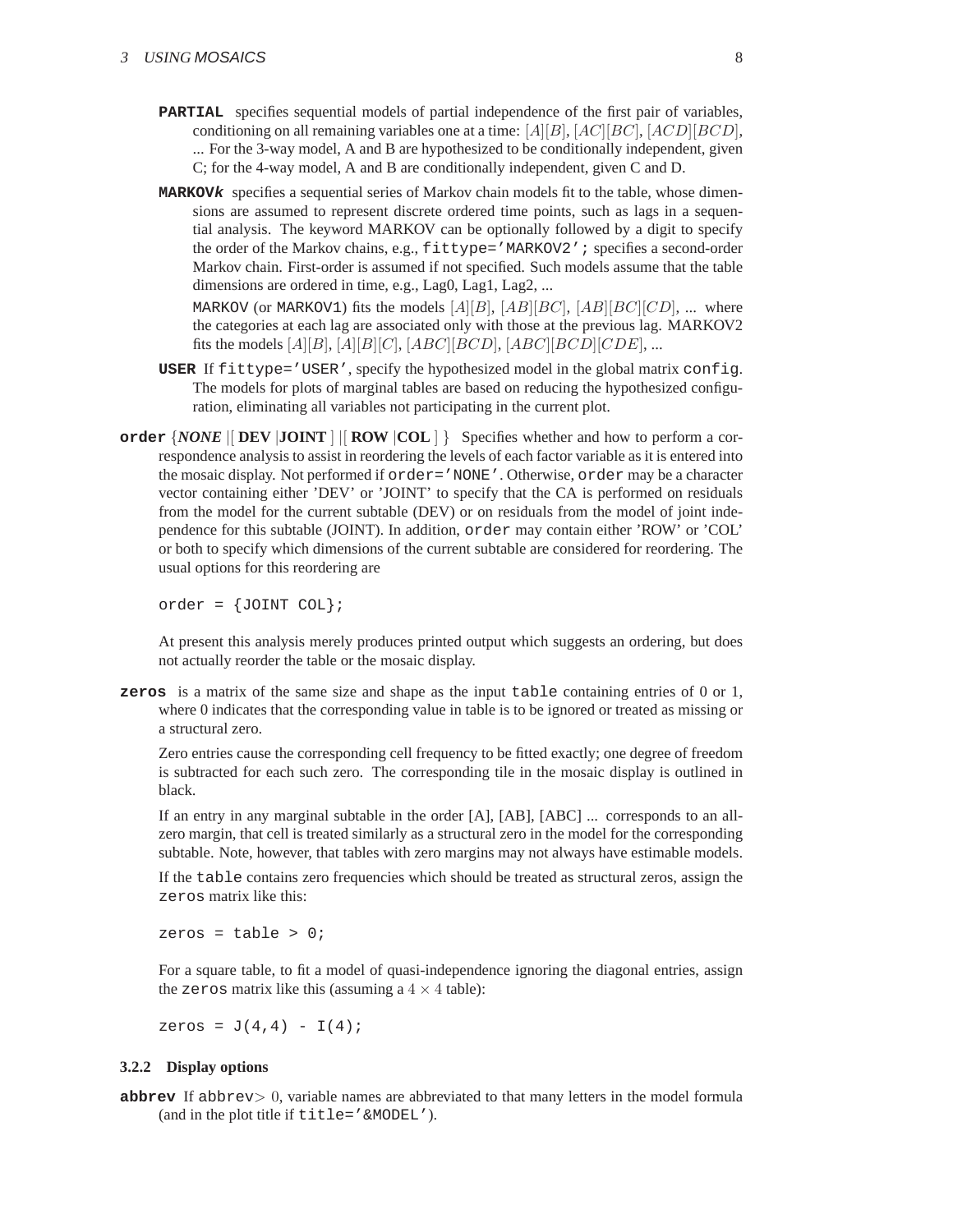**PARTIAL** specifies sequential models of partial independence of the first pair of variables, conditioning on all remaining variables one at a time: $[A][B]$, $[AC][BC]$, $[ACD][BCD]$, ... For the 3-way model, A and B are hypothesized to be conditionally independent, given C; for the 4-way model, A and B are conditionally independent, given C and D.

**MARKOV*k*** specifies a sequential series of Markov chain models fit to the table, whose dimensions are assumed to represent discrete ordered time points, such as lags in a sequential analysis. The keyword MARKOV can be optionally followed by a digit to specify the order of the Markov chains, e.g., `fittype='MARKOV2';` specifies a second-order Markov chain. First-order is assumed if not specified. Such models assume that the table dimensions are ordered in time, e.g., Lag0, Lag1, Lag2, ...

`MARKOV` (or `MARKOV1`) fits the models $[A][B]$, $[AB][BC]$, $[AB][BC][CD]$, ... where the categories at each lag are associated only with those at the previous lag. MARKOV2 fits the models $[A][B]$, $[A][B][C]$, $[ABC][BCD]$, $[ABC][BCD][CDE]$, ...

**USER** If `fittype='USER'`, specify the hypothesized model in the global matrix `config`. The models for plots of marginal tables are based on reducing the hypothesized configuration, eliminating all variables not participating in the current plot.

**order** {*NONE* |[ **DEV** |**JOINT** ] |[ **ROW** |**COL** ] } Specifies whether and how to perform a correspondence analysis to assist in reordering the levels of each factor variable as it is entered into the mosaic display. Not performed if `order='NONE'`. Otherwise, `order` may be a character vector containing either 'DEV' or 'JOINT' to specify that the CA is performed on residuals from the model for the current subtable (DEV) or on residuals from the model of joint independence for this subtable (JOINT). In addition, `order` may contain either 'ROW' or 'COL' or both to specify which dimensions of the current subtable are considered for reordering. The usual options for this reordering are

```
order = {JOINT COL};
```

At present this analysis merely produces printed output which suggests an ordering, but does not actually reorder the table or the mosaic display.

**zeros** is a matrix of the same size and shape as the input `table` containing entries of 0 or 1, where 0 indicates that the corresponding value in table is to be ignored or treated as missing or a structural zero.

Zero entries cause the corresponding cell frequency to be fitted exactly; one degree of freedom is subtracted for each such zero. The corresponding tile in the mosaic display is outlined in black.

If an entry in any marginal subtable in the order [A], [AB], [ABC] ... corresponds to an all-zero margin, that cell is treated similarly as a structural zero in the model for the corresponding subtable. Note, however, that tables with zero margins may not always have estimable models.

If the `table` contains zero frequencies which should be treated as structural zeros, assign the `zeros` matrix like this:

```
zeros = table > 0;
```

For a square table, to fit a model of quasi-independence ignoring the diagonal entries, assign the `zeros` matrix like this (assuming a $4 \times 4$ table):

```
zeros = J(4,4) - I(4);
```

### 3.2.2 Display options

**abbrev** If `abbrev`$> 0$, variable names are abbreviated to that many letters in the model formula (and in the plot title if `title='&MODEL'`).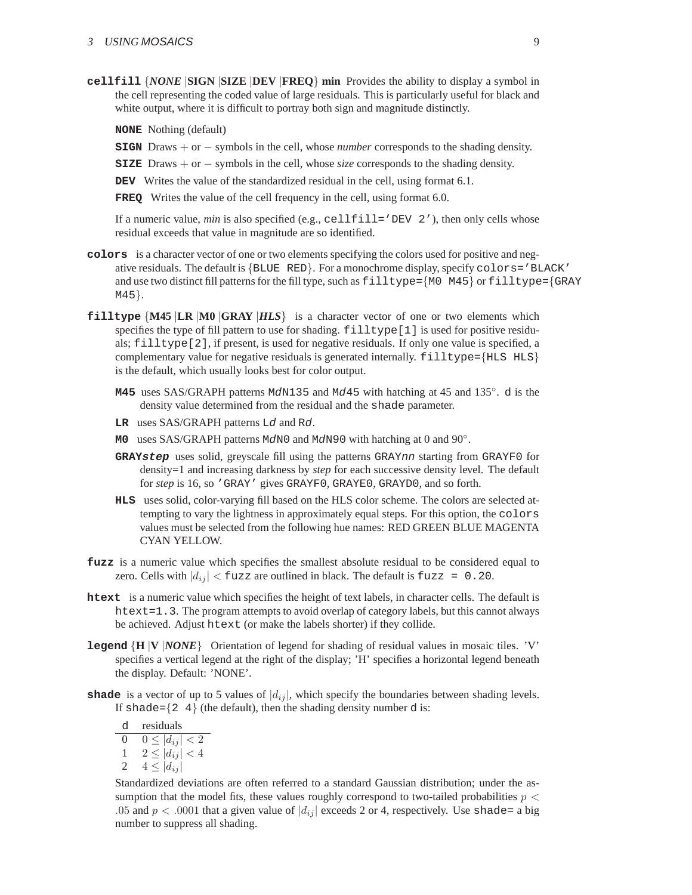**cellfill** {*NONE* |**SIGN** |**SIZE** |**DEV** |**FREQ**} **min** Provides the ability to display a symbol in the cell representing the coded value of large residuals. This is particularly useful for black and white output, where it is difficult to portray both sign and magnitude distinctly.

**NONE** Nothing (default)

**SIGN** Draws + or − symbols in the cell, whose *number* corresponds to the shading density.

**SIZE** Draws + or − symbols in the cell, whose *size* corresponds to the shading density.

**DEV** Writes the value of the standardized residual in the cell, using format 6.1.

**FREQ** Writes the value of the cell frequency in the cell, using format 6.0.

If a numeric value, *min* is also specified (e.g., `cellfill='DEV 2'`), then only cells whose residual exceeds that value in magnitude are so identified.

**colors** is a character vector of one or two elements specifying the colors used for positive and negative residuals. The default is {`BLUE RED`}. For a monochrome display, specify `colors='BLACK'` and use two distinct fill patterns for the fill type, such as `filltype=`{`M0 M45`} or `filltype=`{`GRAY M45`}.

**filltype** {**M45** |**LR** |**M0** |**GRAY** |***HLS***} is a character vector of one or two elements which specifies the type of fill pattern to use for shading. `filltype[1]` is used for positive residuals; `filltype[2]`, if present, is used for negative residuals. If only one value is specified, a complementary value for negative residuals is generated internally. `filltype=`{`HLS HLS`} is the default, which usually looks best for color output.

**M45** uses SAS/GRAPH patterns M*d*N135 and M*d*45 with hatching at 45 and 135°. `d` is the density value determined from the residual and the `shade` parameter.

**LR** uses SAS/GRAPH patterns L*d* and R*d*.

**M0** uses SAS/GRAPH patterns M*d*N0 and M*d*N90 with hatching at 0 and 90°.

**GRAY*step*** uses solid, greyscale fill using the patterns GRAY*nn* starting from `GRAYF0` for density=1 and increasing darkness by *step* for each successive density level. The default for *step* is 16, so `'GRAY'` gives `GRAYF0`, `GRAYE0`, `GRAYD0`, and so forth.

**HLS** uses solid, color-varying fill based on the HLS color scheme. The colors are selected attempting to vary the lightness in approximately equal steps. For this option, the `colors` values must be selected from the following hue names: RED GREEN BLUE MAGENTA CYAN YELLOW.

**fuzz** is a numeric value which specifies the smallest absolute residual to be considered equal to zero. Cells with $|d_{ij}| <$ `fuzz` are outlined in black. The default is `fuzz = 0.20`.

**htext** is a numeric value which specifies the height of text labels, in character cells. The default is `htext=1.3`. The program attempts to avoid overlap of category labels, but this cannot always be achieved. Adjust `htext` (or make the labels shorter) if they collide.

**legend** {**H** |**V** |***NONE***} Orientation of legend for shading of residual values in mosaic tiles. 'V' specifies a vertical legend at the right of the display; 'H' specifies a horizontal legend beneath the display. Default: 'NONE'.

**shade** is a vector of up to 5 values of $|d_{ij}|$, which specify the boundaries between shading levels. If `shade=`{`2 4`} (the default), then the shading density number `d` is:

| d | residuals |
|---|---|
| 0 | $0 \leq \lvert d_{ij}\rvert < 2$ |
| 1 | $2 \leq \lvert d_{ij}\rvert < 4$ |
| 2 | $4 \leq \lvert d_{ij}\rvert$ |

Standardized deviations are often referred to a standard Gaussian distribution; under the assumption that the model fits, these values roughly correspond to two-tailed probabilities $p < .05$ and $p < .0001$ that a given value of $|d_{ij}|$ exceeds 2 or 4, respectively. Use `shade=` a big number to suppress all shading.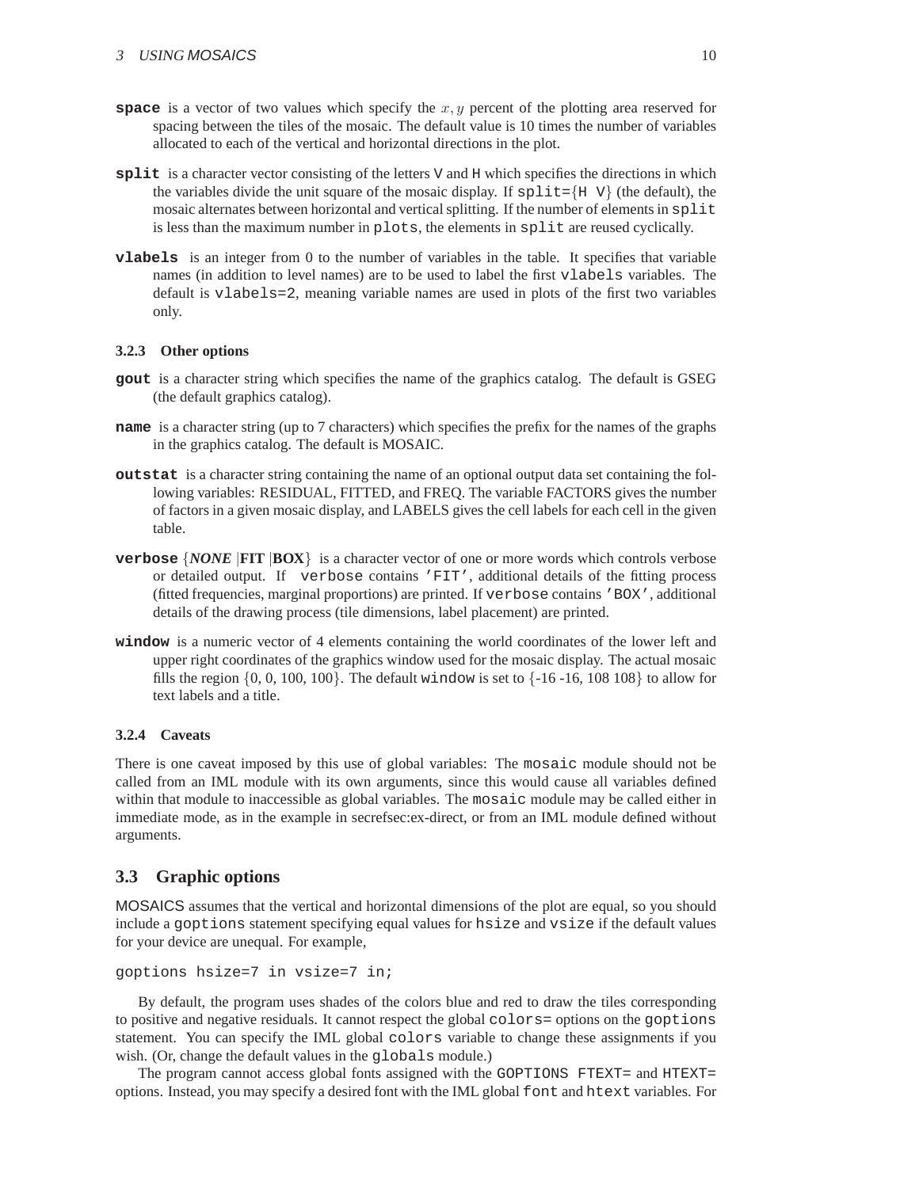**space** is a vector of two values which specify the $x, y$ percent of the plotting area reserved for spacing between the tiles of the mosaic. The default value is 10 times the number of variables allocated to each of the vertical and horizontal directions in the plot.

**split** is a character vector consisting of the letters `V` and `H` which specifies the directions in which the variables divide the unit square of the mosaic display. If `split={H V}` (the default), the mosaic alternates between horizontal and vertical splitting. If the number of elements in `split` is less than the maximum number in `plots`, the elements in `split` are reused cyclically.

**vlabels** is an integer from 0 to the number of variables in the table. It specifies that variable names (in addition to level names) are to be used to label the first `vlabels` variables. The default is `vlabels=2`, meaning variable names are used in plots of the first two variables only.

### 3.2.3 Other options

**gout** is a character string which specifies the name of the graphics catalog. The default is GSEG (the default graphics catalog).

**name** is a character string (up to 7 characters) which specifies the prefix for the names of the graphs in the graphics catalog. The default is MOSAIC.

**outstat** is a character string containing the name of an optional output data set containing the following variables: RESIDUAL, FITTED, and FREQ. The variable FACTORS gives the number of factors in a given mosaic display, and LABELS gives the cell labels for each cell in the given table.

**verbose** {***NONE*** |**FIT** |**BOX**} is a character vector of one or more words which controls verbose or detailed output. If `verbose` contains `'FIT'`, additional details of the fitting process (fitted frequencies, marginal proportions) are printed. If `verbose` contains `'BOX'`, additional details of the drawing process (tile dimensions, label placement) are printed.

**window** is a numeric vector of 4 elements containing the world coordinates of the lower left and upper right coordinates of the graphics window used for the mosaic display. The actual mosaic fills the region {0, 0, 100, 100}. The default `window` is set to {-16 -16, 108 108} to allow for text labels and a title.

### 3.2.4 Caveats

There is one caveat imposed by this use of global variables: The `mosaic` module should not be called from an IML module with its own arguments, since this would cause all variables defined within that module to inaccessible as global variables. The `mosaic` module may be called either in immediate mode, as in the example in secrefsec:ex-direct, or from an IML module defined without arguments.

## 3.3 Graphic options

MOSAICS assumes that the vertical and horizontal dimensions of the plot are equal, so you should include a `goptions` statement specifying equal values for `hsize` and `vsize` if the default values for your device are unequal. For example,

```
goptions hsize=7 in vsize=7 in;
```

By default, the program uses shades of the colors blue and red to draw the tiles corresponding to positive and negative residuals. It cannot respect the global `colors=` options on the `goptions` statement. You can specify the IML global `colors` variable to change these assignments if you wish. (Or, change the default values in the `globals` module.)

The program cannot access global fonts assigned with the `GOPTIONS FTEXT=` and `HTEXT=` options. Instead, you may specify a desired font with the IML global `font` and `htext` variables. For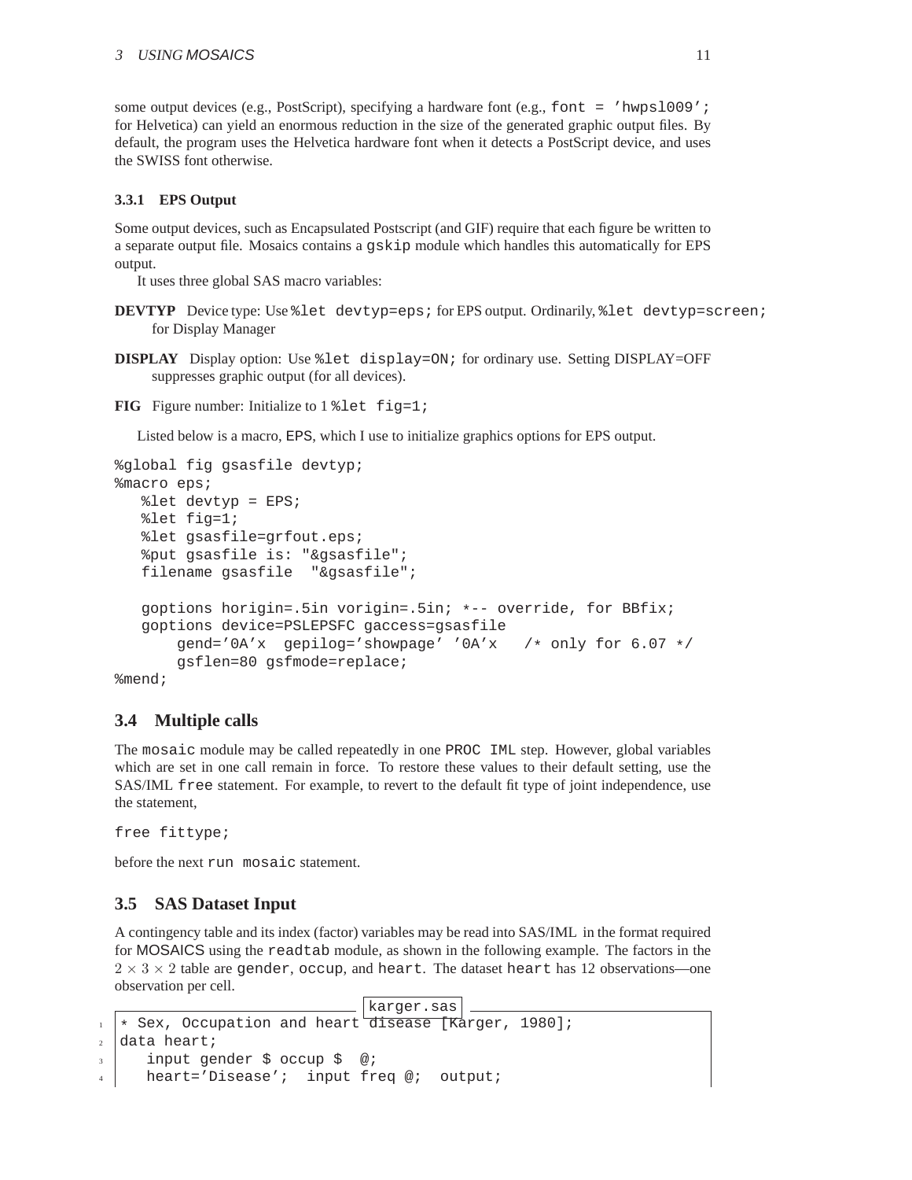some output devices (e.g., PostScript), specifying a hardware font (e.g., `font = 'hwpsl009';` for Helvetica) can yield an enormous reduction in the size of the generated graphic output files. By default, the program uses the Helvetica hardware font when it detects a PostScript device, and uses the SWISS font otherwise.

### 3.3.1 EPS Output

Some output devices, such as Encapsulated Postscript (and GIF) require that each figure be written to a separate output file. Mosaics contains a `gskip` module which handles this automatically for EPS output.

It uses three global SAS macro variables:

**DEVTYP** Device type: Use `%let devtyp=eps;` for EPS output. Ordinarily, `%let devtyp=screen;` for Display Manager

**DISPLAY** Display option: Use `%let display=ON;` for ordinary use. Setting DISPLAY=OFF suppresses graphic output (for all devices).

**FIG** Figure number: Initialize to 1 `%let fig=1;`

Listed below is a macro, EPS, which I use to initialize graphics options for EPS output.

```
%global fig gsasfile devtyp;
%macro eps;
   %let devtyp = EPS;
   %let fig=1;
   %let gsasfile=grfout.eps;
   %put gsasfile is: "&gsasfile";
   filename gsasfile  "&gsasfile";

   goptions horigin=.5in vorigin=.5in; *-- override, for BBfix;
   goptions device=PSLEPSFC gaccess=gsasfile
       gend='0A'x  gepilog='showpage' '0A'x   /* only for 6.07 */
       gsflen=80 gsfmode=replace;
%mend;
```

## 3.4 Multiple calls

The `mosaic` module may be called repeatedly in one `PROC IML` step. However, global variables which are set in one call remain in force. To restore these values to their default setting, use the SAS/IML `free` statement. For example, to revert to the default fit type of joint independence, use the statement,

```
free fittype;
```

before the next `run mosaic` statement.

## 3.5 SAS Dataset Input

A contingency table and its index (factor) variables may be read into SAS/IML in the format required for MOSAICS using the `readtab` module, as shown in the following example. The factors in the $2 \times 3 \times 2$ table are `gender`, `occup`, and `heart`. The dataset `heart` has 12 observations—one observation per cell.

karger.sas

```
* Sex, Occupation and heart disease [Karger, 1980];
data heart;
   input gender $ occup $  @;
   heart='Disease';  input freq @;  output;
```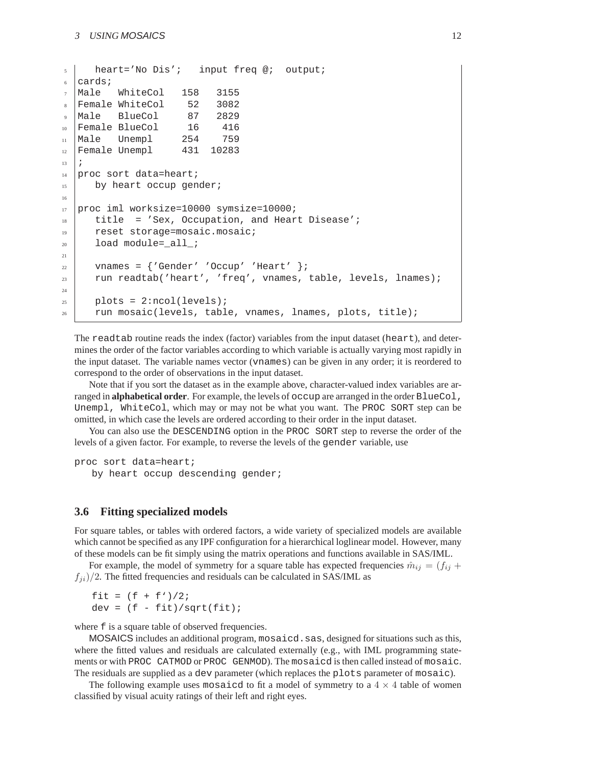```
   heart='No Dis';   input freq @;  output;
cards;
Male   WhiteCol   158   3155
Female WhiteCol    52   3082
Male   BlueCol     87   2829
Female BlueCol     16    416
Male   Unempl     254    759
Female Unempl     431  10283
;
proc sort data=heart;
   by heart occup gender;

proc iml worksize=10000 symsize=10000;
   title  = 'Sex, Occupation, and Heart Disease';
   reset storage=mosaic.mosaic;
   load module=_all_;

   vnames = {'Gender' 'Occup' 'Heart' };
   run readtab('heart', 'freq', vnames, table, levels, lnames);

   plots = 2:ncol(levels);
   run mosaic(levels, table, vnames, lnames, plots, title);
```

The `readtab` routine reads the index (factor) variables from the input dataset (`heart`), and determines the order of the factor variables according to which variable is actually varying most rapidly in the input dataset. The variable names vector (`vnames`) can be given in any order; it is reordered to correspond to the order of observations in the input dataset.

Note that if you sort the dataset as in the example above, character-valued index variables are arranged in **alphabetical order**. For example, the levels of `occup` are arranged in the order `BlueCol, Unempl, WhiteCol`, which may or may not be what you want. The `PROC SORT` step can be omitted, in which case the levels are ordered according to their order in the input dataset.

You can also use the `DESCENDING` option in the `PROC SORT` step to reverse the order of the levels of a given factor. For example, to reverse the levels of the `gender` variable, use

```
proc sort data=heart;
   by heart occup descending gender;
```

### 3.6 Fitting specialized models

For square tables, or tables with ordered factors, a wide variety of specialized models are available which cannot be specified as any IPF configuration for a hierarchical loglinear model. However, many of these models can be fit simply using the matrix operations and functions available in SAS/IML.

For example, the model of symmetry for a square table has expected frequencies $\hat{m}_{ij} = (f_{ij} + f_{ji})/2$. The fitted frequencies and residuals can be calculated in SAS/IML as

```
fit = (f + f`)/2;
dev = (f - fit)/sqrt(fit);
```

where `f` is a square table of observed frequencies.

MOSAICS includes an additional program, `mosaicd.sas`, designed for situations such as this, where the fitted values and residuals are calculated externally (e.g., with IML programming statements or with `PROC CATMOD` or `PROC GENMOD`). The `mosaicd` is then called instead of `mosaic`. The residuals are supplied as a `dev` parameter (which replaces the `plots` parameter of `mosaic`).

The following example uses `mosaicd` to fit a model of symmetry to a $4 \times 4$ table of women classified by visual acuity ratings of their left and right eyes.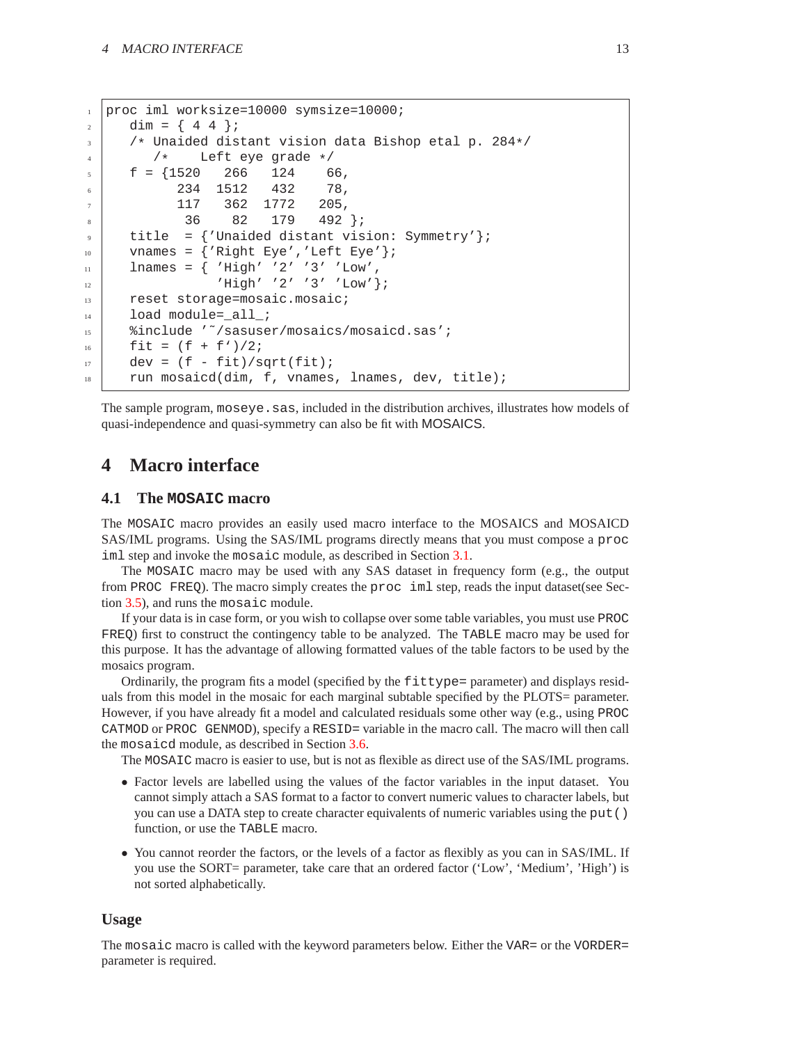```
proc iml worksize=10000 symsize=10000;
   dim = { 4 4 };
   /* Unaided distant vision data Bishop etal p. 284*/
      /*    Left eye grade */
   f = {1520   266   124    66,
         234  1512   432    78,
         117   362  1772   205,
          36    82   179   492 };
   title  = {'Unaided distant vision: Symmetry'};
   vnames = {'Right Eye','Left Eye'};
   lnames = { 'High' '2' '3' 'Low',
              'High' '2' '3' 'Low'};
   reset storage=mosaic.mosaic;
   load module=_all_;
   %include '~/sasuser/mosaics/mosaicd.sas';
   fit = (f + f`)/2;
   dev = (f - fit)/sqrt(fit);
   run mosaicd(dim, f, vnames, lnames, dev, title);
```

The sample program, `moseye.sas`, included in the distribution archives, illustrates how models of quasi-independence and quasi-symmetry can also be fit with MOSAICS.

# 4 Macro interface

## 4.1 The `MOSAIC` macro

The `MOSAIC` macro provides an easily used macro interface to the MOSAICS and MOSAICD SAS/IML programs. Using the SAS/IML programs directly means that you must compose a `proc iml` step and invoke the `mosaic` module, as described in Section 3.1.

The `MOSAIC` macro may be used with any SAS dataset in frequency form (e.g., the output from `PROC FREQ`). The macro simply creates the `proc iml` step, reads the input dataset(see Section 3.5), and runs the `mosaic` module.

If your data is in case form, or you wish to collapse over some table variables, you must use `PROC FREQ`) first to construct the contingency table to be analyzed. The `TABLE` macro may be used for this purpose. It has the advantage of allowing formatted values of the table factors to be used by the mosaics program.

Ordinarily, the program fits a model (specified by the `fittype=` parameter) and displays residuals from this model in the mosaic for each marginal subtable specified by the PLOTS= parameter. However, if you have already fit a model and calculated residuals some other way (e.g., using `PROC CATMOD` or `PROC GENMOD`), specify a `RESID=` variable in the macro call. The macro will then call the `mosaicd` module, as described in Section 3.6.

The `MOSAIC` macro is easier to use, but is not as flexible as direct use of the SAS/IML programs.

- Factor levels are labelled using the values of the factor variables in the input dataset. You cannot simply attach a SAS format to a factor to convert numeric values to character labels, but you can use a DATA step to create character equivalents of numeric variables using the `put()` function, or use the `TABLE` macro.

- You cannot reorder the factors, or the levels of a factor as flexibly as you can in SAS/IML. If you use the SORT= parameter, take care that an ordered factor ('Low', 'Medium', 'High') is not sorted alphabetically.

### Usage

The `mosaic` macro is called with the keyword parameters below. Either the `VAR=` or the `VORDER=` parameter is required.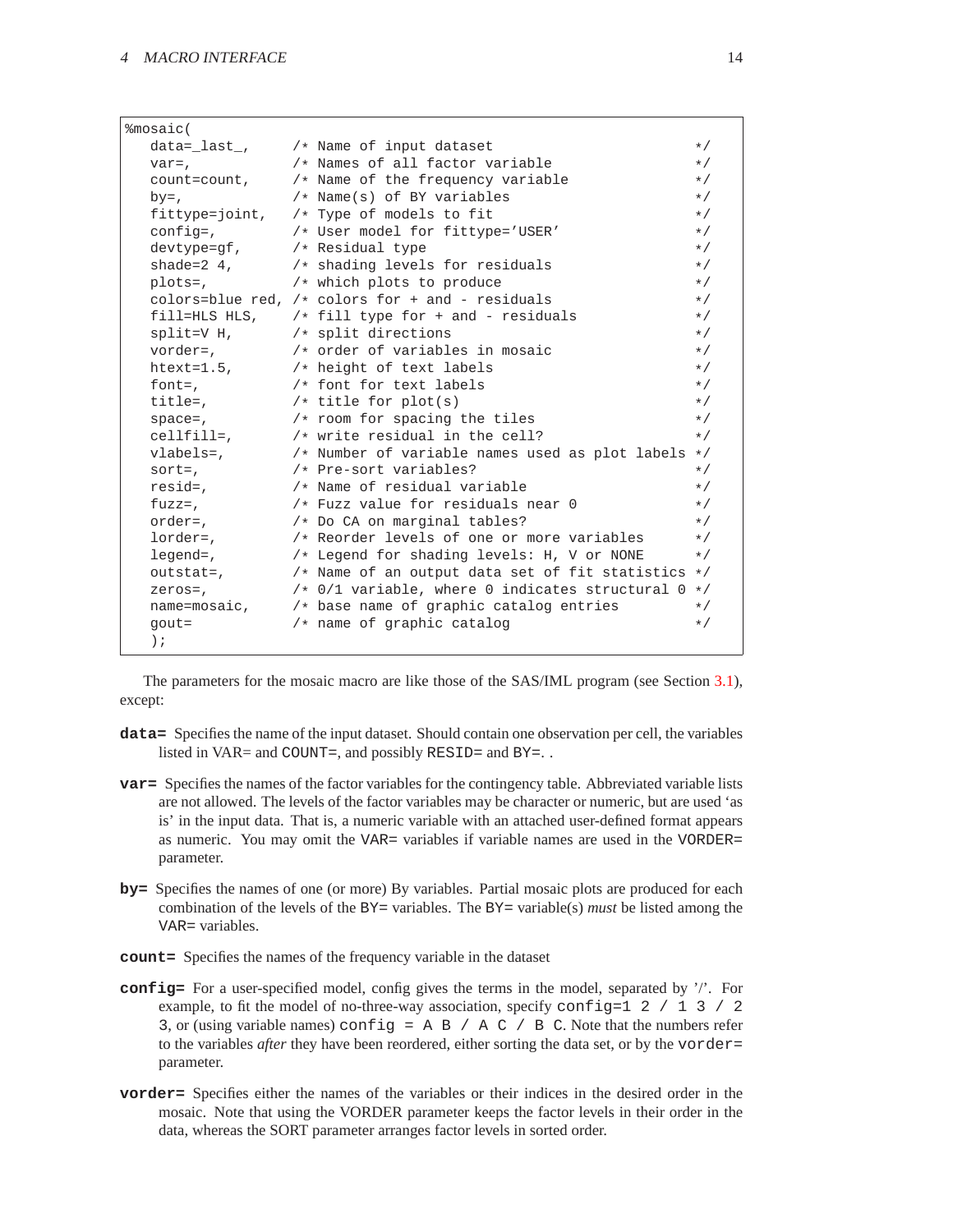```
%mosaic(
   data=_last_,     /* Name of input dataset                      */
   var=,            /* Names of all factor variable               */
   count=count,     /* Name of the frequency variable             */
   by=,             /* Name(s) of BY variables                    */
   fittype=joint,   /* Type of models to fit                      */
   config=,         /* User model for fittype='USER'              */
   devtype=gf,      /* Residual type                              */
   shade=2 4,       /* shading levels for residuals               */
   plots=,          /* which plots to produce                     */
   colors=blue red, /* colors for + and - residuals               */
   fill=HLS HLS,    /* fill type for + and - residuals            */
   split=V H,       /* split directions                           */
   vorder=,         /* order of variables in mosaic               */
   htext=1.5,       /* height of text labels                      */
   font=,           /* font for text labels                       */
   title=,          /* title for plot(s)                          */
   space=,          /* room for spacing the tiles                 */
   cellfill=,       /* write residual in the cell?                */
   vlabels=,        /* Number of variable names used as plot labels */
   sort=,           /* Pre-sort variables?                        */
   resid=,          /* Name of residual variable                  */
   fuzz=,           /* Fuzz value for residuals near 0            */
   order=,          /* Do CA on marginal tables?                  */
   lorder=,         /* Reorder levels of one or more variables    */
   legend=,         /* Legend for shading levels: H, V or NONE    */
   outstat=,        /* Name of an output data set of fit statistics */
   zeros=,          /* 0/1 variable, where 0 indicates structural 0 */
   name=mosaic,     /* base name of graphic catalog entries       */
   gout=            /* name of graphic catalog                    */
   );
```

The parameters for the mosaic macro are like those of the SAS/IML program (see Section 3.1), except:

**data=** Specifies the name of the input dataset. Should contain one observation per cell, the variables listed in VAR= and COUNT=, and possibly RESID= and BY=. .

**var=** Specifies the names of the factor variables for the contingency table. Abbreviated variable lists are not allowed. The levels of the factor variables may be character or numeric, but are used 'as is' in the input data. That is, a numeric variable with an attached user-defined format appears as numeric. You may omit the VAR= variables if variable names are used in the VORDER= parameter.

**by=** Specifies the names of one (or more) By variables. Partial mosaic plots are produced for each combination of the levels of the BY= variables. The BY= variable(s) *must* be listed among the VAR= variables.

**count=** Specifies the names of the frequency variable in the dataset

**config=** For a user-specified model, config gives the terms in the model, separated by '/'. For example, to fit the model of no-three-way association, specify `config=1 2 / 1 3 / 2 3`, or (using variable names) `config = A B / A C / B C`. Note that the numbers refer to the variables *after* they have been reordered, either sorting the data set, or by the `vorder=` parameter.

**vorder=** Specifies either the names of the variables or their indices in the desired order in the mosaic. Note that using the VORDER parameter keeps the factor levels in their order in the data, whereas the SORT parameter arranges factor levels in sorted order.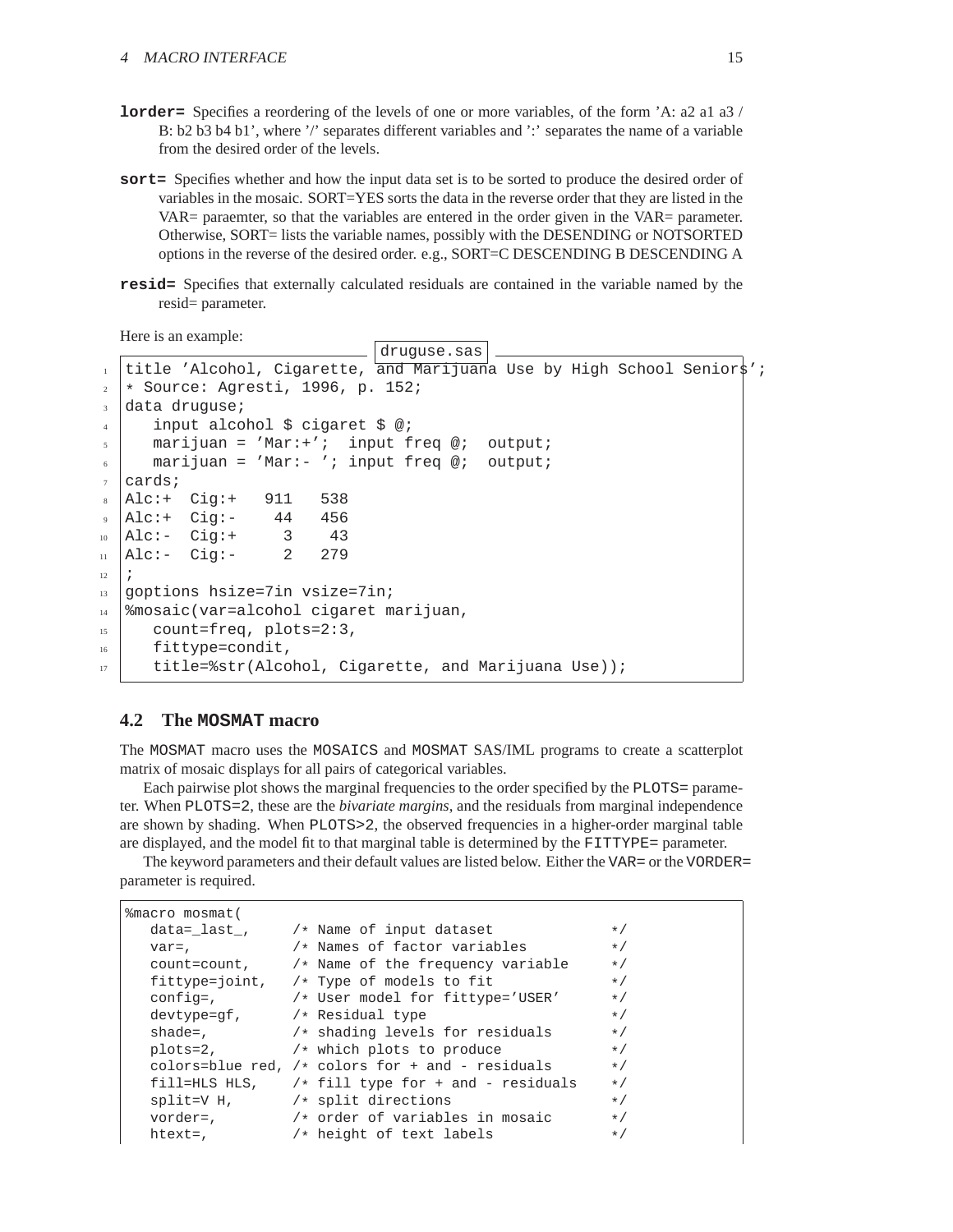**lorder=** Specifies a reordering of the levels of one or more variables, of the form 'A: a2 a1 a3 / B: b2 b3 b4 b1', where '/' separates different variables and ':' separates the name of a variable from the desired order of the levels.

**sort=** Specifies whether and how the input data set is to be sorted to produce the desired order of variables in the mosaic. SORT=YES sorts the data in the reverse order that they are listed in the VAR= paraemter, so that the variables are entered in the order given in the VAR= parameter. Otherwise, SORT= lists the variable names, possibly with the DESENDING or NOTSORTED options in the reverse of the desired order. e.g., SORT=C DESCENDING B DESCENDING A

**resid=** Specifies that externally calculated residuals are contained in the variable named by the resid= parameter.

Here is an example:

druguse.sas

```
title 'Alcohol, Cigarette, and Marijuana Use by High School Seniors';
* Source: Agresti, 1996, p. 152;
data druguse;
   input alcohol $ cigaret $ @;
   marijuan = 'Mar:+';  input freq @;  output;
   marijuan = 'Mar:- '; input freq @;  output;
cards;
Alc:+  Cig:+   911   538
Alc:+  Cig:-    44   456
Alc:-  Cig:+     3    43
Alc:-  Cig:-     2   279
;
goptions hsize=7in vsize=7in;
%mosaic(var=alcohol cigaret marijuan,
   count=freq, plots=2:3,
   fittype=condit,
   title=%str(Alcohol, Cigarette, and Marijuana Use));
```

## 4.2 The MOSMAT macro

The MOSMAT macro uses the MOSAICS and MOSMAT SAS/IML programs to create a scatterplot matrix of mosaic displays for all pairs of categorical variables.

Each pairwise plot shows the marginal frequencies to the order specified by the PLOTS= parameter. When PLOTS=2, these are the *bivariate margins*, and the residuals from marginal independence are shown by shading. When PLOTS>2, the observed frequencies in a higher-order marginal table are displayed, and the model fit to that marginal table is determined by the FITTYPE= parameter.

The keyword parameters and their default values are listed below. Either the VAR= or the VORDER= parameter is required.

```
%macro mosmat(
   data=_last_,     /* Name of input dataset            */
   var=,            /* Names of factor variables        */
   count=count,     /* Name of the frequency variable   */
   fittype=joint,   /* Type of models to fit            */
   config=,         /* User model for fittype='USER'    */
   devtype=gf,      /* Residual type                    */
   shade=,          /* shading levels for residuals     */
   plots=2,         /* which plots to produce           */
   colors=blue red, /* colors for + and - residuals     */
   fill=HLS HLS,    /* fill type for + and - residuals  */
   split=V H,       /* split directions                 */
   vorder=,         /* order of variables in mosaic     */
   htext=,          /* height of text labels            */
```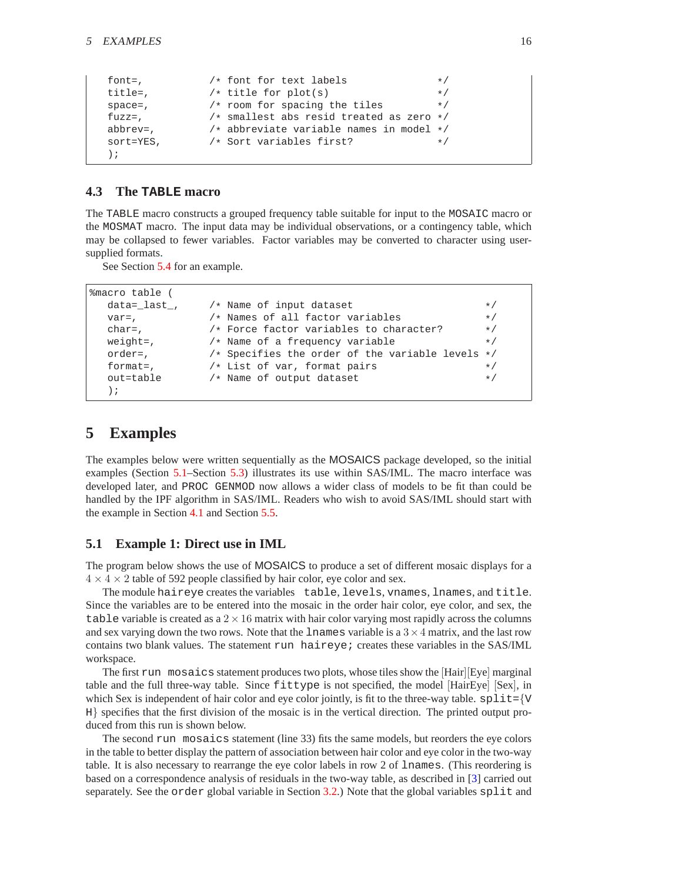```
   font=,          /* font for text labels                */
   title=,         /* title for plot(s)                   */
   space=,         /* room for spacing the tiles          */
   fuzz=,          /* smallest abs resid treated as zero */
   abbrev=,        /* abbreviate variable names in model */
   sort=YES,       /* Sort variables first?               */
   );
```

### 4.3 The TABLE macro

The TABLE macro constructs a grouped frequency table suitable for input to the MOSAIC macro or the MOSMAT macro. The input data may be individual observations, or a contingency table, which may be collapsed to fewer variables. Factor variables may be converted to character using user-supplied formats.

See Section 5.4 for an example.

```
%macro table (
   data=_last_,    /* Name of input dataset                      */
   var=,           /* Names of all factor variables              */
   char=,          /* Force factor variables to character?       */
   weight=,        /* Name of a frequency variable               */
   order=,         /* Specifies the order of the variable levels */
   format=,        /* List of var, format pairs                  */
   out=table       /* Name of output dataset                     */
   );
```

## 5 Examples

The examples below were written sequentially as the MOSAICS package developed, so the initial examples (Section 5.1–Section 5.3) illustrates its use within SAS/IML. The macro interface was developed later, and PROC GENMOD now allows a wider class of models to be fit than could be handled by the IPF algorithm in SAS/IML. Readers who wish to avoid SAS/IML should start with the example in Section 4.1 and Section 5.5.

### 5.1 Example 1: Direct use in IML

The program below shows the use of MOSAICS to produce a set of different mosaic displays for a $4 \times 4 \times 2$ table of 592 people classified by hair color, eye color and sex.

The module haireye creates the variables table, levels, vnames, lnames, and title. Since the variables are to be entered into the mosaic in the order hair color, eye color, and sex, the table variable is created as a $2 \times 16$ matrix with hair color varying most rapidly across the columns and sex varying down the two rows. Note that the lnames variable is a $3 \times 4$ matrix, and the last row contains two blank values. The statement run haireye; creates these variables in the SAS/IML workspace.

The first run mosaics statement produces two plots, whose tiles show the [Hair][Eye] marginal table and the full three-way table. Since fittype is not specified, the model [HairEye] [Sex], in which Sex is independent of hair color and eye color jointly, is fit to the three-way table. split={V H} specifies that the first division of the mosaic is in the vertical direction. The printed output produced from this run is shown below.

The second run mosaics statement (line 33) fits the same models, but reorders the eye colors in the table to better display the pattern of association between hair color and eye color in the two-way table. It is also necessary to rearrange the eye color labels in row 2 of lnames. (This reordering is based on a correspondence analysis of residuals in the two-way table, as described in [3] carried out separately. See the order global variable in Section 3.2.) Note that the global variables split and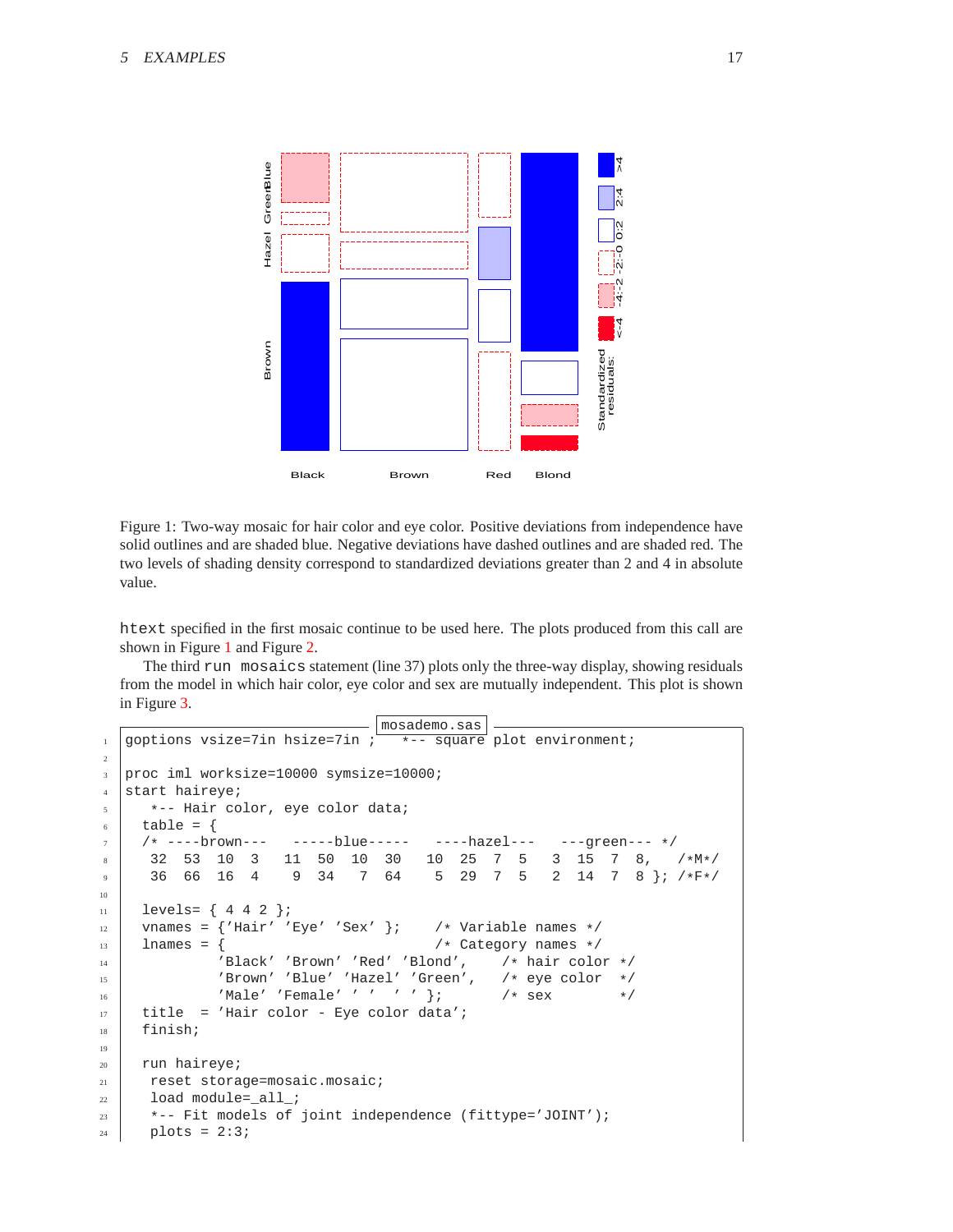Figure 1: Two-way mosaic for hair color and eye color. Positive deviations from independence have solid outlines and are shaded blue. Negative deviations have dashed outlines and are shaded red. The two levels of shading density correspond to standardized deviations greater than 2 and 4 in absolute value.

htext specified in the first mosaic continue to be used here. The plots produced from this call are shown in Figure 1 and Figure 2.

The third run mosaics statement (line 37) plots only the three-way display, showing residuals from the model in which hair color, eye color and sex are mutually independent. This plot is shown in Figure 3.

mosademo.sas

```
goptions vsize=7in hsize=7in ;   *-- square plot environment;

proc iml worksize=10000 symsize=10000;
start haireye;
   *-- Hair color, eye color data;
  table = {
  /* ----brown---   -----blue-----   ----hazel---   ---green--- */
   32  53  10  3    11  50  10  30    10  25  7  5    3  15  7  8,    /*M*/
   36  66  16  4     9  34   7  64     5  29  7  5    2  14  7  8 }; /*F*/

  levels= { 4 4 2 };
  vnames = {'Hair' 'Eye' 'Sex' };    /* Variable names */
  lnames = {                         /* Category names */
           'Black' 'Brown' 'Red' 'Blond',      /* hair color */
           'Brown' 'Blue' 'Hazel' 'Green',     /* eye color  */
           'Male' 'Female' ' ' ' ' };          /* sex        */
  title  = 'Hair color - Eye color data';
  finish;

  run haireye;
   reset storage=mosaic.mosaic;
   load module=_all_;
   *-- Fit models of joint independence (fittype='JOINT');
   plots = 2:3;
```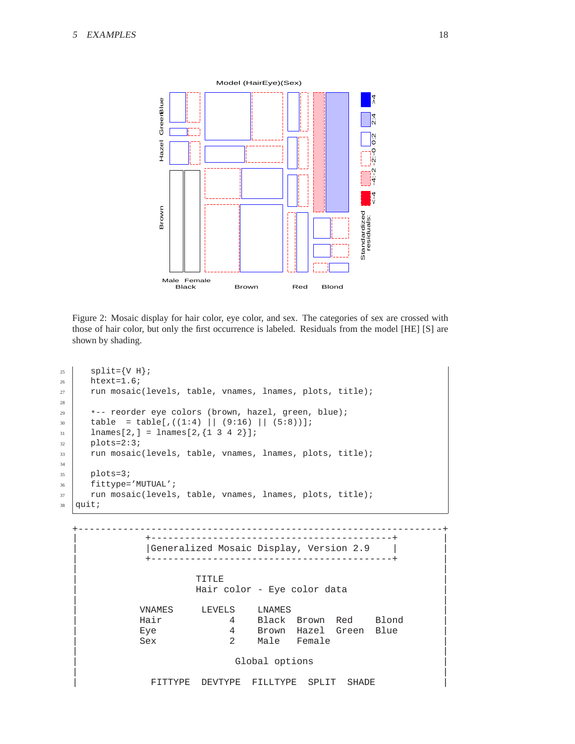Figure 2: Mosaic display for hair color, eye color, and sex. The categories of sex are crossed with those of hair color, but only the first occurrence is labeled. Residuals from the model [HE] [S] are shown by shading.

```
25    split={V H};
26    htext=1.6;
27    run mosaic(levels, table, vnames, lnames, plots, title);
28
29    *-- reorder eye colors (brown, hazel, green, blue);
30    table  = table[,((1:4) || (9:16) || (5:8))];
31    lnames[2,] = lnames[2,{1 3 4 2}];
32    plots=2:3;
33    run mosaic(levels, table, vnames, lnames, plots, title);
34
35    plots=3;
36    fittype='MUTUAL';
37    run mosaic(levels, table, vnames, lnames, plots, title);
38  quit;
```

```
+-------------------------------------------------------------+
|             +---------------------------------------------+  |
|             |Generalized Mosaic Display, Version 2.9     |  |
|             +---------------------------------------------+  |
|                                                              |
|                      TITLE                                   |
|                      Hair color - Eye color data             |
|                                                              |
|            VNAMES     LEVELS    LNAMES                       |
|            Hair           4     Black  Brown  Red    Blond   |
|            Eye            4     Brown  Hazel  Green  Blue    |
|            Sex            2     Male   Female                |
|                                                              |
|                             Global options                   |
|                                                              |
|              FITTYPE  DEVTYPE  FILLTYPE  SPLIT  SHADE         |
```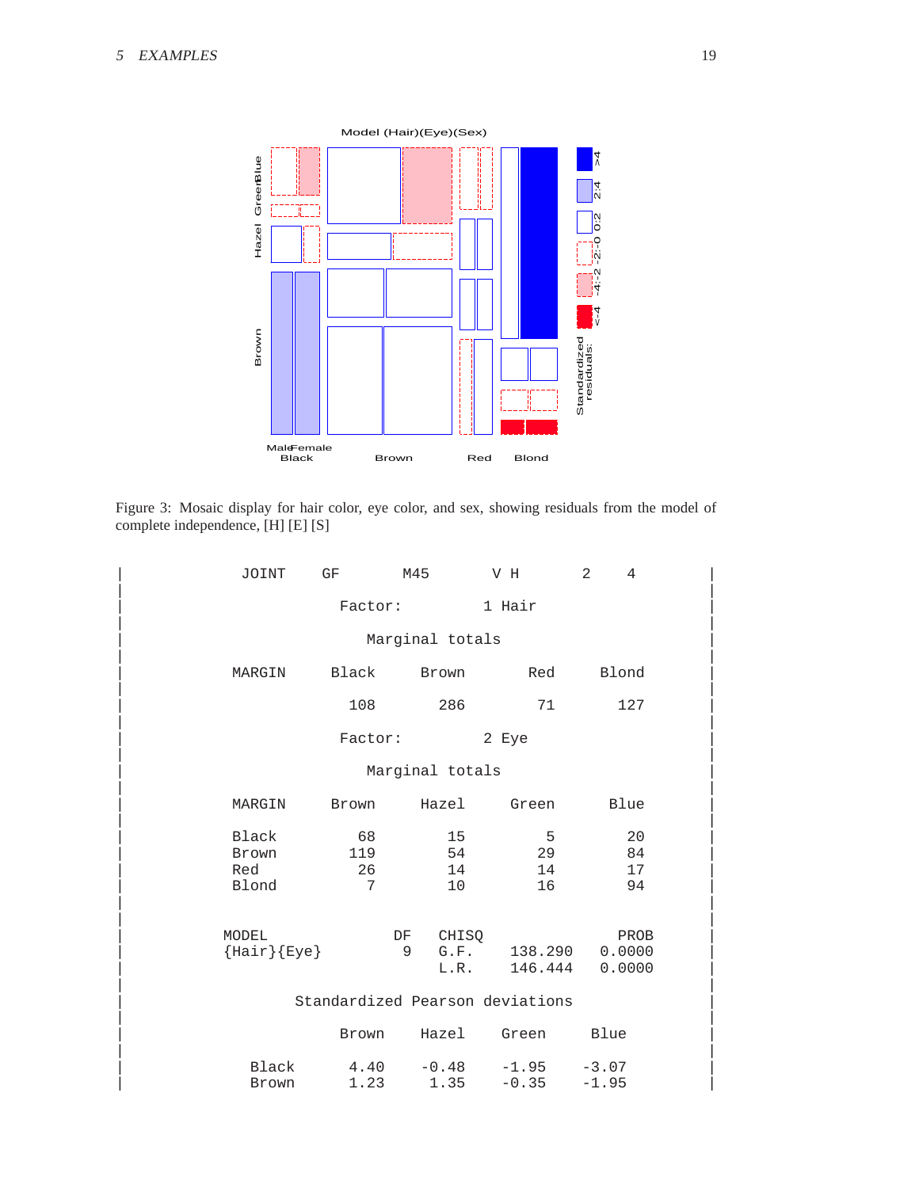Figure 3: Mosaic display for hair color, eye color, and sex, showing residuals from the model of complete independence, [H] [E] [S]

```
|          JOINT    GF       M45        V H        2    4           |
|                                                                   |
|                  Factor:           1 Hair                          |
|                                                                   |
|                     Marginal totals                               |
|                                                                   |
|          MARGIN     Black      Brown        Red      Blond        |
|                                                                   |
|                       108        286         71        127        |
|                                                                   |
|                  Factor:           2 Eye                           |
|                                                                   |
|                     Marginal totals                               |
|                                                                   |
|          MARGIN     Brown      Hazel      Green       Blue        |
|                                                                   |
|          Black         68         15          5         20        |
|          Brown        119         54         29         84        |
|          Red           26         14         14         17        |
|          Blond          7         10         16         94        |
|                                                                   |
|                                                                   |
|         MODEL               DF   CHISQ                 PROB       |
|         {Hair}{Eye}          9   G.F.     138.290     0.0000      |
|                                  L.R.     146.444     0.0000      |
|                                                                   |
|                Standardized Pearson deviations                    |
|                                                                   |
|                      Brown      Hazel     Green      Blue         |
|                                                                   |
|            Black      4.40      -0.48     -1.95     -3.07         |
|            Brown      1.23       1.35     -0.35     -1.95         |
```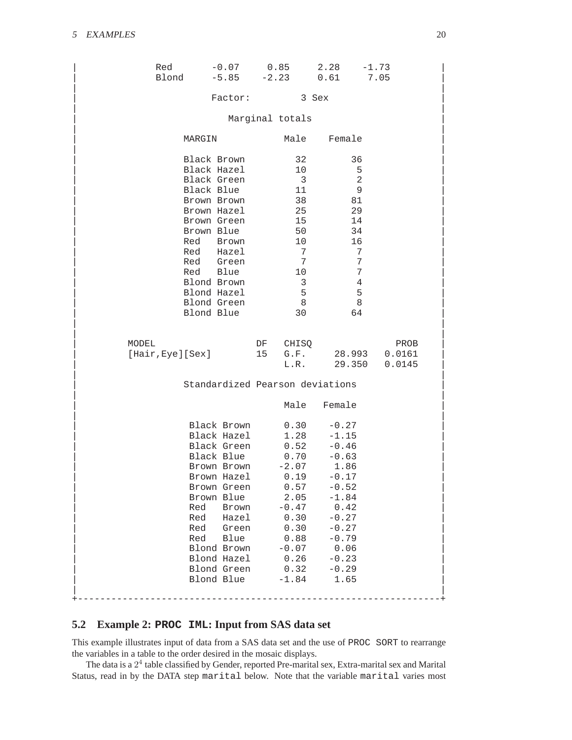```
|           Red       -0.07     0.85     2.28    -1.73               |
|           Blond     -5.85    -2.23     0.61     7.05               |
|                                                                    |
|                    Factor:          3 Sex                          |
|                                                                    |
|                       Marginal totals                              |
|                                                                    |
|                MARGIN            Male    Female                    |
|                                                                    |
|                Black Brown         32        36                    |
|                Black Hazel         10         5                    |
|                Black Green          3         2                    |
|                Black Blue          11         9                    |
|                Brown Brown         38        81                    |
|                Brown Hazel         25        29                    |
|                Brown Green         15        14                    |
|                Brown Blue          50        34                    |
|                Red   Brown         10        16                    |
|                Red   Hazel          7         7                    |
|                Red   Green          7         7                    |
|                Red   Blue          10         7                    |
|                Blond Brown          3         4                    |
|                Blond Hazel          5         5                    |
|                Blond Green          8         8                    |
|                Blond Blue          30        64                    |
|                                                                    |
|                                                                    |
|       MODEL                  DF   CHISQ                  PROB      |
|       [Hair,Eye][Sex]        15   G.F.     28.993   0.0161        |
|                                   L.R.     29.350   0.0145        |
|                                                                    |
|                Standardized Pearson deviations                     |
|                                                                    |
|                                  Male   Female                     |
|                                                                    |
|                 Black Brown      0.30    -0.27                     |
|                 Black Hazel      1.28    -1.15                     |
|                 Black Green      0.52    -0.46                     |
|                 Black Blue       0.70    -0.63                     |
|                 Brown Brown     -2.07     1.86                     |
|                 Brown Hazel      0.19    -0.17                     |
|                 Brown Green      0.57    -0.52                     |
|                 Brown Blue       2.05    -1.84                     |
|                 Red   Brown     -0.47     0.42                     |
|                 Red   Hazel      0.30    -0.27                     |
|                 Red   Green      0.30    -0.27                     |
|                 Red   Blue       0.88    -0.79                     |
|                 Blond Brown     -0.07     0.06                     |
|                 Blond Hazel      0.26    -0.23                     |
|                 Blond Green      0.32    -0.29                     |
|                 Blond Blue      -1.84     1.65                     |
|                                                                    |
+--------------------------------------------------------------------+
```

## 5.2 Example 2: PROC IML: Input from SAS data set

This example illustrates input of data from a SAS data set and the use of `PROC SORT` to rearrange the variables in a table to the order desired in the mosaic displays.

The data is a $2^4$ table classified by Gender, reported Pre-marital sex, Extra-marital sex and Marital Status, read in by the DATA step `marital` below. Note that the variable `marital` varies most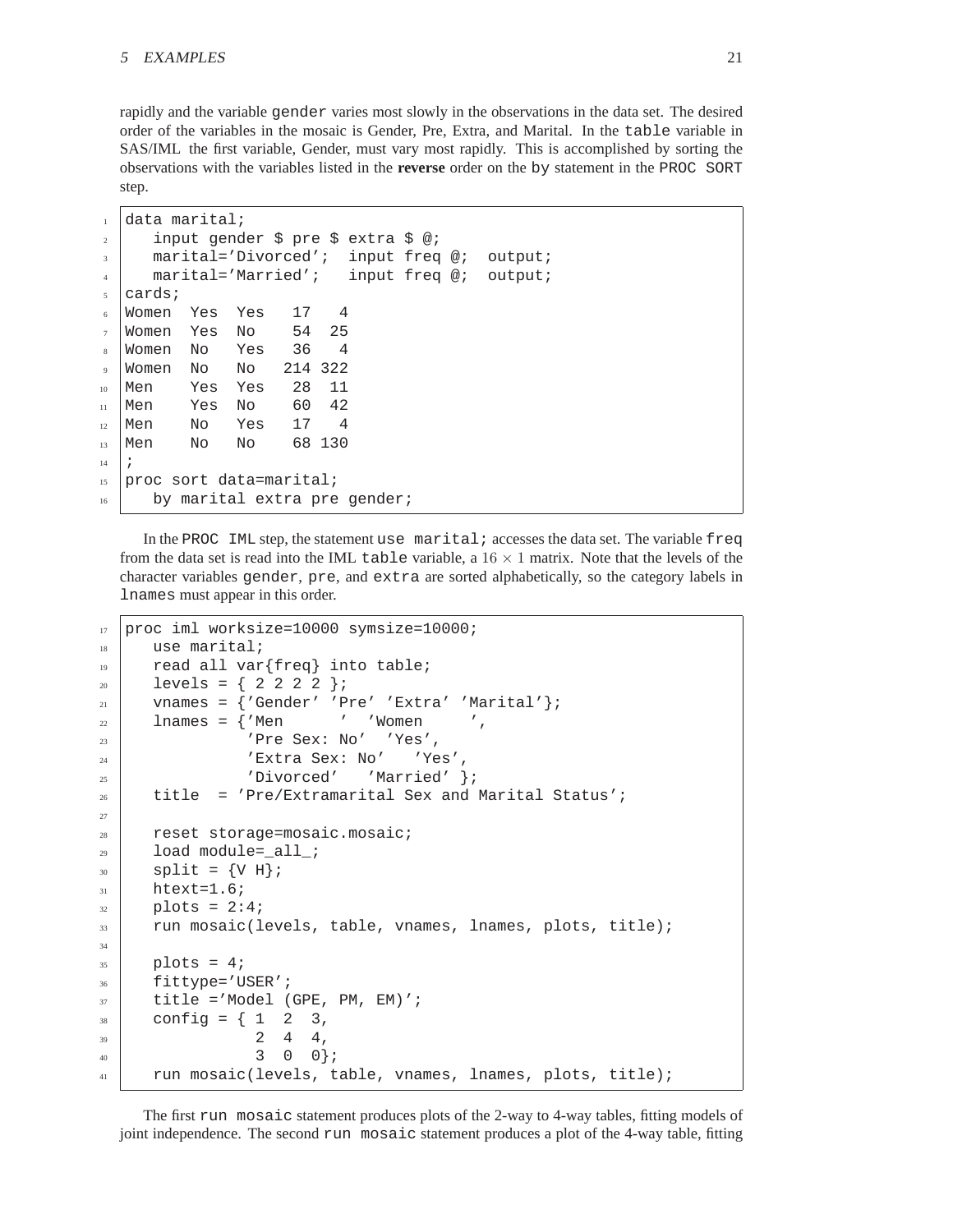rapidly and the variable `gender` varies most slowly in the observations in the data set. The desired order of the variables in the mosaic is Gender, Pre, Extra, and Marital. In the `table` variable in SAS/IML the first variable, Gender, must vary most rapidly. This is accomplished by sorting the observations with the variables listed in the **reverse** order on the `by` statement in the `PROC SORT` step.

```
data marital;
   input gender $ pre $ extra $ @;
   marital='Divorced';  input freq @;  output;
   marital='Married';   input freq @;  output;
cards;
Women  Yes  Yes   17   4
Women  Yes  No    54  25
Women  No   Yes   36   4
Women  No   No   214 322
Men    Yes  Yes   28  11
Men    Yes  No    60  42
Men    No   Yes   17   4
Men    No   No    68 130
;
proc sort data=marital;
   by marital extra pre gender;
```

In the `PROC IML` step, the statement `use marital;` accesses the data set. The variable `freq` from the data set is read into the IML `table` variable, a $16 \times 1$ matrix. Note that the levels of the character variables `gender`, `pre`, and `extra` are sorted alphabetically, so the category labels in `lnames` must appear in this order.

```
proc iml worksize=10000 symsize=10000;
   use marital;
   read all var{freq} into table;
   levels = { 2 2 2 2 };
   vnames = {'Gender' 'Pre' 'Extra' 'Marital'};
   lnames = {'Men      '  'Women     ',
             'Pre Sex: No'  'Yes',
             'Extra Sex: No'   'Yes',
             'Divorced'   'Married' };
   title  = 'Pre/Extramarital Sex and Marital Status';

   reset storage=mosaic.mosaic;
   load module=_all_;
   split = {V H};
   htext=1.6;
   plots = 2:4;
   run mosaic(levels, table, vnames, lnames, plots, title);

   plots = 4;
   fittype='USER';
   title ='Model (GPE, PM, EM)';
   config = { 1  2  3,
              2  4  4,
              3  0  0};
   run mosaic(levels, table, vnames, lnames, plots, title);
```

The first `run mosaic` statement produces plots of the 2-way to 4-way tables, fitting models of joint independence. The second `run mosaic` statement produces a plot of the 4-way table, fitting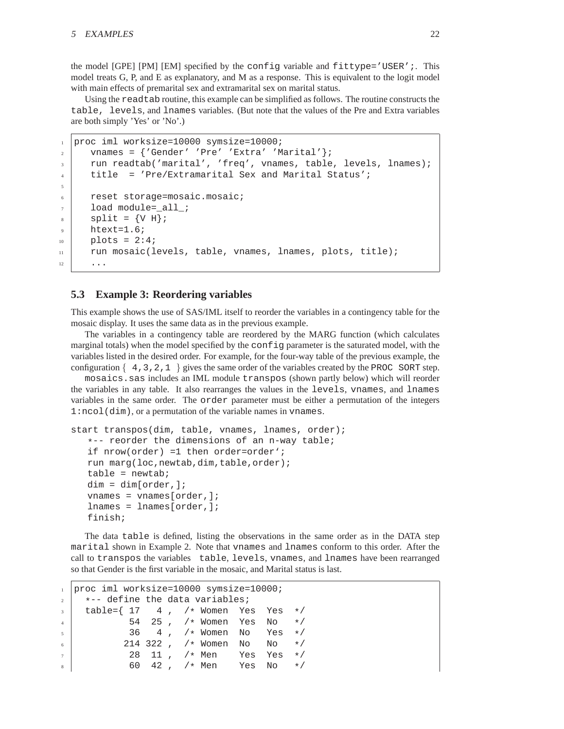the model [GPE] [PM] [EM] specified by the `config` variable and `fittype='USER';`. This model treats G, P, and E as explanatory, and M as a response. This is equivalent to the logit model with main effects of premarital sex and extramarital sex on marital status.

Using the `readtab` routine, this example can be simplified as follows. The routine constructs the `table, levels`, and `lnames` variables. (But note that the values of the Pre and Extra variables are both simply 'Yes' or 'No'.)

```
proc iml worksize=10000 symsize=10000;
   vnames = {'Gender' 'Pre' 'Extra' 'Marital'};
   run readtab('marital', 'freq', vnames, table, levels, lnames);
   title  = 'Pre/Extramarital Sex and Marital Status';

   reset storage=mosaic.mosaic;
   load module=_all_;
   split = {V H};
   htext=1.6;
   plots = 2:4;
   run mosaic(levels, table, vnames, lnames, plots, title);
   ...
```

### 5.3 Example 3: Reordering variables

This example shows the use of SAS/IML itself to reorder the variables in a contingency table for the mosaic display. It uses the same data as in the previous example.

The variables in a contingency table are reordered by the MARG function (which calculates marginal totals) when the model specified by the `config` parameter is the saturated model, with the variables listed in the desired order. For example, for the four-way table of the previous example, the configuration { `4,3,2,1` } gives the same order of the variables created by the `PROC SORT` step.

`mosaics.sas` includes an IML module `transpos` (shown partly below) which will reorder the variables in any table. It also rearranges the values in the `levels`, `vnames`, and `lnames` variables in the same order. The `order` parameter must be either a permutation of the integers `1:ncol(dim)`, or a permutation of the variable names in `vnames`.

```
start transpos(dim, table, vnames, lnames, order);
   *-- reorder the dimensions of an n-way table;
   if nrow(order) =1 then order=order`;
   run marg(loc,newtab,dim,table,order);
   table = newtab;
   dim = dim[order,];
   vnames = vnames[order,];
   lnames = lnames[order,];
   finish;
```

The data `table` is defined, listing the observations in the same order as in the DATA step `marital` shown in Example 2. Note that `vnames` and `lnames` conform to this order. After the call to `transpos` the variables `table`, `levels`, `vnames`, and `lnames` have been rearranged so that Gender is the first variable in the mosaic, and Marital status is last.

```
proc iml worksize=10000 symsize=10000;
  *-- define the data variables;
  table={ 17   4 ,  /* Women  Yes  Yes  */
          54  25 ,  /* Women  Yes  No   */
          36   4 ,  /* Women  No   Yes  */
         214 322 ,  /* Women  No   No   */
          28  11 ,  /* Men    Yes  Yes  */
          60  42 ,  /* Men    Yes  No   */
```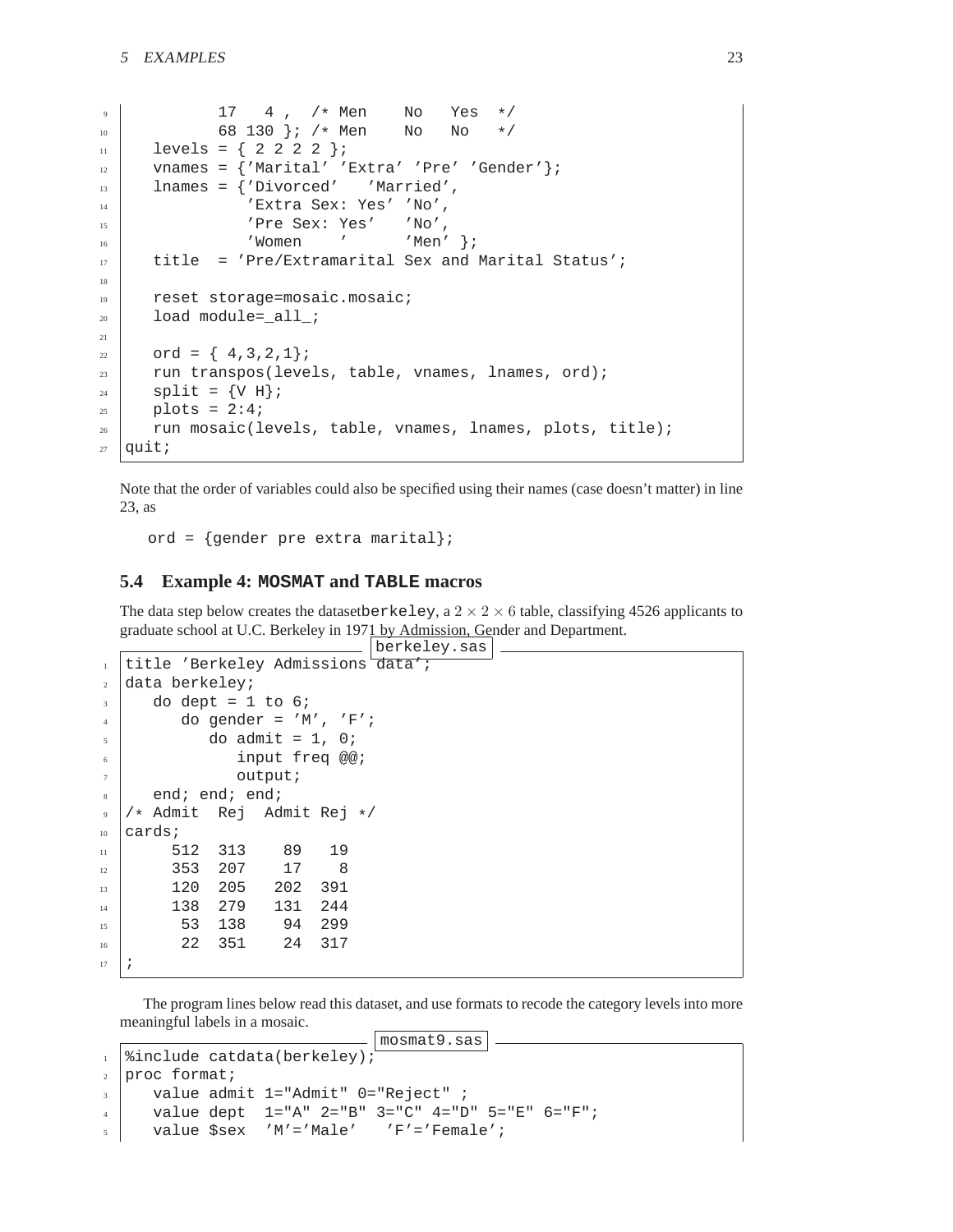```
         17   4 ,  /* Men    No   Yes  */
         68 130 }; /* Men    No   No   */
   levels = { 2 2 2 2 };
   vnames = {'Marital' 'Extra' 'Pre' 'Gender'};
   lnames = {'Divorced'   'Married',
             'Extra Sex: Yes' 'No',
             'Pre Sex: Yes'   'No',
             'Women    '      'Men' };
   title  = 'Pre/Extramarital Sex and Marital Status';

   reset storage=mosaic.mosaic;
   load module=_all_;

   ord = { 4,3,2,1};
   run transpos(levels, table, vnames, lnames, ord);
   split = {V H};
   plots = 2:4;
   run mosaic(levels, table, vnames, lnames, plots, title);
quit;
```

Note that the order of variables could also be specified using their names (case doesn't matter) in line 23, as

```
ord = {gender pre extra marital};
```

## 5.4 Example 4: MOSMAT and TABLE macros

The data step below creates the dataset `berkeley`, a $2 \times 2 \times 6$ table, classifying 4526 applicants to graduate school at U.C. Berkeley in 1971 by Admission, Gender and Department.

berkeley.sas

```
title 'Berkeley Admissions data';
data berkeley;
   do dept = 1 to 6;
      do gender = 'M', 'F';
         do admit = 1, 0;
            input freq @@;
            output;
   end; end; end;
/* Admit  Rej  Admit Rej */
cards;
    512  313    89   19
    353  207    17    8
    120  205   202  391
    138  279   131  244
     53  138    94  299
     22  351    24  317
;
```

The program lines below read this dataset, and use formats to recode the category levels into more meaningful labels in a mosaic.

mosmat9.sas

```
%include catdata(berkeley);
proc format;
   value admit 1="Admit" 0="Reject" ;
   value dept  1="A" 2="B" 3="C" 4="D" 5="E" 6="F";
   value $sex  'M'='Male'   'F'='Female';
```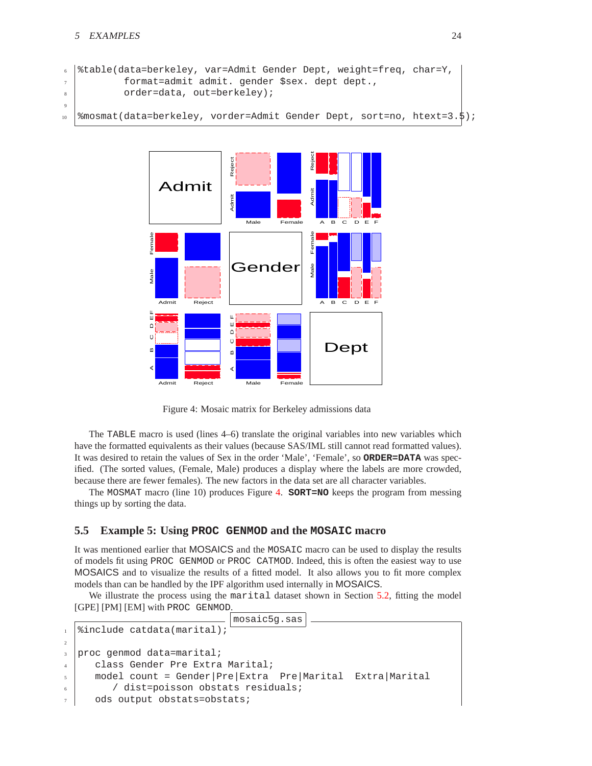```
%table(data=berkeley, var=Admit Gender Dept, weight=freq, char=Y,
       format=admit admit. gender $sex. dept dept.,
       order=data, out=berkeley);

%mosmat(data=berkeley, vorder=Admit Gender Dept, sort=no, htext=3.5);
```

Figure 4: Mosaic matrix for Berkeley admissions data

The TABLE macro is used (lines 4–6) translate the original variables into new variables which have the formatted equivalents as their values (because SAS/IML still cannot read formatted values). It was desired to retain the values of Sex in the order 'Male', 'Female', so **ORDER=DATA** was specified. (The sorted values, (Female, Male) produces a display where the labels are more crowded, because there are fewer females). The new factors in the data set are all character variables.

The MOSMAT macro (line 10) produces Figure 4. **SORT=NO** keeps the program from messing things up by sorting the data.

### 5.5 Example 5: Using PROC GENMOD and the MOSAIC macro

It was mentioned earlier that MOSAICS and the MOSAIC macro can be used to display the results of models fit using PROC GENMOD or PROC CATMOD. Indeed, this is often the easiest way to use MOSAICS and to visualize the results of a fitted model. It also allows you to fit more complex models than can be handled by the IPF algorithm used internally in MOSAICS.

We illustrate the process using the marital dataset shown in Section 5.2, fitting the model [GPE] [PM] [EM] with PROC GENMOD.

mosaic5g.sas

```
%include catdata(marital);

proc genmod data=marital;
   class Gender Pre Extra Marital;
   model count = Gender|Pre|Extra  Pre|Marital  Extra|Marital
      / dist=poisson obstats residuals;
   ods output obstats=obstats;
```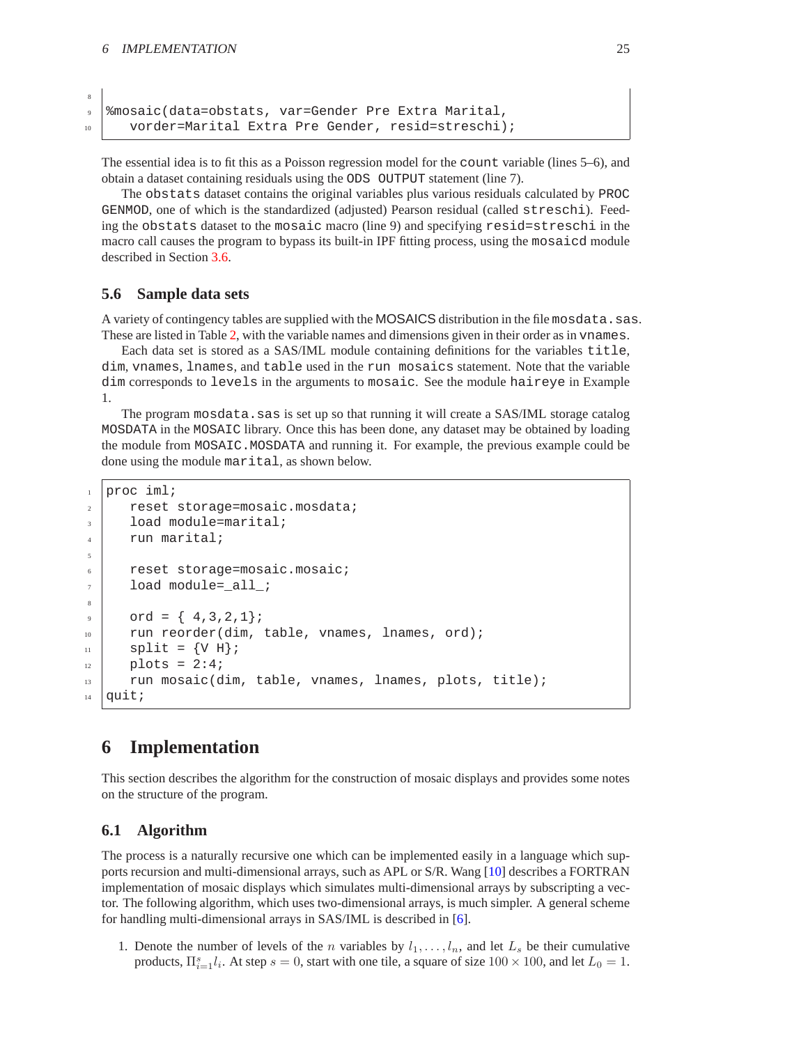```
%mosaic(data=obstats, var=Gender Pre Extra Marital,
   vorder=Marital Extra Pre Gender, resid=streschi);
```

The essential idea is to fit this as a Poisson regression model for the `count` variable (lines 5–6), and obtain a dataset containing residuals using the `ODS OUTPUT` statement (line 7).

The `obstats` dataset contains the original variables plus various residuals calculated by `PROC GENMOD`, one of which is the standardized (adjusted) Pearson residual (called `streschi`). Feeding the `obstats` dataset to the `mosaic` macro (line 9) and specifying `resid=streschi` in the macro call causes the program to bypass its built-in IPF fitting process, using the `mosaicd` module described in Section 3.6.

## 5.6 Sample data sets

A variety of contingency tables are supplied with the MOSAICS distribution in the file `mosdata.sas`. These are listed in Table 2, with the variable names and dimensions given in their order as in `vnames`.

Each data set is stored as a SAS/IML module containing definitions for the variables `title`, `dim`, `vnames`, `lnames`, and `table` used in the `run mosaics` statement. Note that the variable `dim` corresponds to `levels` in the arguments to `mosaic`. See the module `haireye` in Example 1.

The program `mosdata.sas` is set up so that running it will create a SAS/IML storage catalog `MOSDATA` in the `MOSAIC` library. Once this has been done, any dataset may be obtained by loading the module from `MOSAIC.MOSDATA` and running it. For example, the previous example could be done using the module `marital`, as shown below.

```
proc iml;
   reset storage=mosaic.mosdata;
   load module=marital;
   run marital;

   reset storage=mosaic.mosaic;
   load module=_all_;

   ord = { 4,3,2,1};
   run reorder(dim, table, vnames, lnames, ord);
   split = {V H};
   plots = 2:4;
   run mosaic(dim, table, vnames, lnames, plots, title);
quit;
```

# 6 Implementation

This section describes the algorithm for the construction of mosaic displays and provides some notes on the structure of the program.

## 6.1 Algorithm

The process is a naturally recursive one which can be implemented easily in a language which supports recursion and multi-dimensional arrays, such as APL or S/R. Wang [10] describes a FORTRAN implementation of mosaic displays which simulates multi-dimensional arrays by subscripting a vector. The following algorithm, which uses two-dimensional arrays, is much simpler. A general scheme for handling multi-dimensional arrays in SAS/IML is described in [6].

1. Denote the number of levels of the $n$ variables by $l_1, \ldots, l_n$, and let $L_s$ be their cumulative products, $\Pi_{i=1}^{s} l_i$. At step $s = 0$, start with one tile, a square of size $100 \times 100$, and let $L_0 = 1$.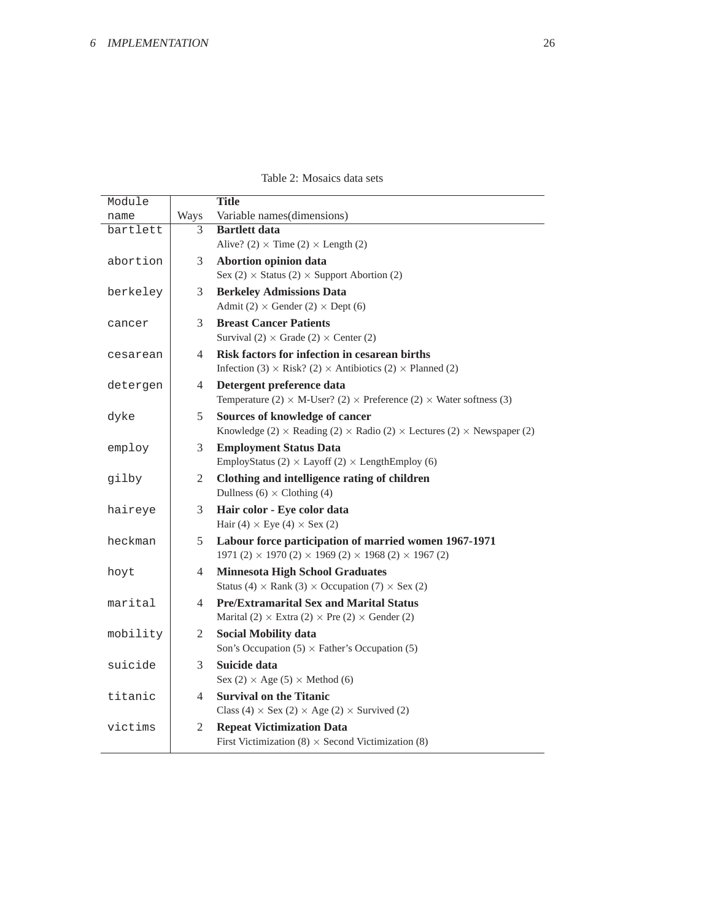Table 2: Mosaics data sets

| Module name | Ways | **Title**<br>Variable names(dimensions) |
|---|---|---|
| `bartlett` | 3 | **Bartlett data**<br>Alive? (2) × Time (2) × Length (2) |
| `abortion` | 3 | **Abortion opinion data**<br>Sex (2) × Status (2) × Support Abortion (2) |
| `berkeley` | 3 | **Berkeley Admissions Data**<br>Admit (2) × Gender (2) × Dept (6) |
| `cancer` | 3 | **Breast Cancer Patients**<br>Survival (2) × Grade (2) × Center (2) |
| `cesarean` | 4 | **Risk factors for infection in cesarean births**<br>Infection (3) × Risk? (2) × Antibiotics (2) × Planned (2) |
| `detergen` | 4 | **Detergent preference data**<br>Temperature (2) × M-User? (2) × Preference (2) × Water softness (3) |
| `dyke` | 5 | **Sources of knowledge of cancer**<br>Knowledge (2) × Reading (2) × Radio (2) × Lectures (2) × Newspaper (2) |
| `employ` | 3 | **Employment Status Data**<br>EmployStatus (2) × Layoff (2) × LengthEmploy (6) |
| `gilby` | 2 | **Clothing and intelligence rating of children**<br>Dullness (6) × Clothing (4) |
| `haireye` | 3 | **Hair color - Eye color data**<br>Hair (4) × Eye (4) × Sex (2) |
| `heckman` | 5 | **Labour force participation of married women 1967-1971**<br>1971 (2) × 1970 (2) × 1969 (2) × 1968 (2) × 1967 (2) |
| `hoyt` | 4 | **Minnesota High School Graduates**<br>Status (4) × Rank (3) × Occupation (7) × Sex (2) |
| `marital` | 4 | **Pre/Extramarital Sex and Marital Status**<br>Marital (2) × Extra (2) × Pre (2) × Gender (2) |
| `mobility` | 2 | **Social Mobility data**<br>Son's Occupation (5) × Father's Occupation (5) |
| `suicide` | 3 | **Suicide data**<br>Sex (2) × Age (5) × Method (6) |
| `titanic` | 4 | **Survival on the Titanic**<br>Class (4) × Sex (2) × Age (2) × Survived (2) |
| `victims` | 2 | **Repeat Victimization Data**<br>First Victimization (8) × Second Victimization (8) |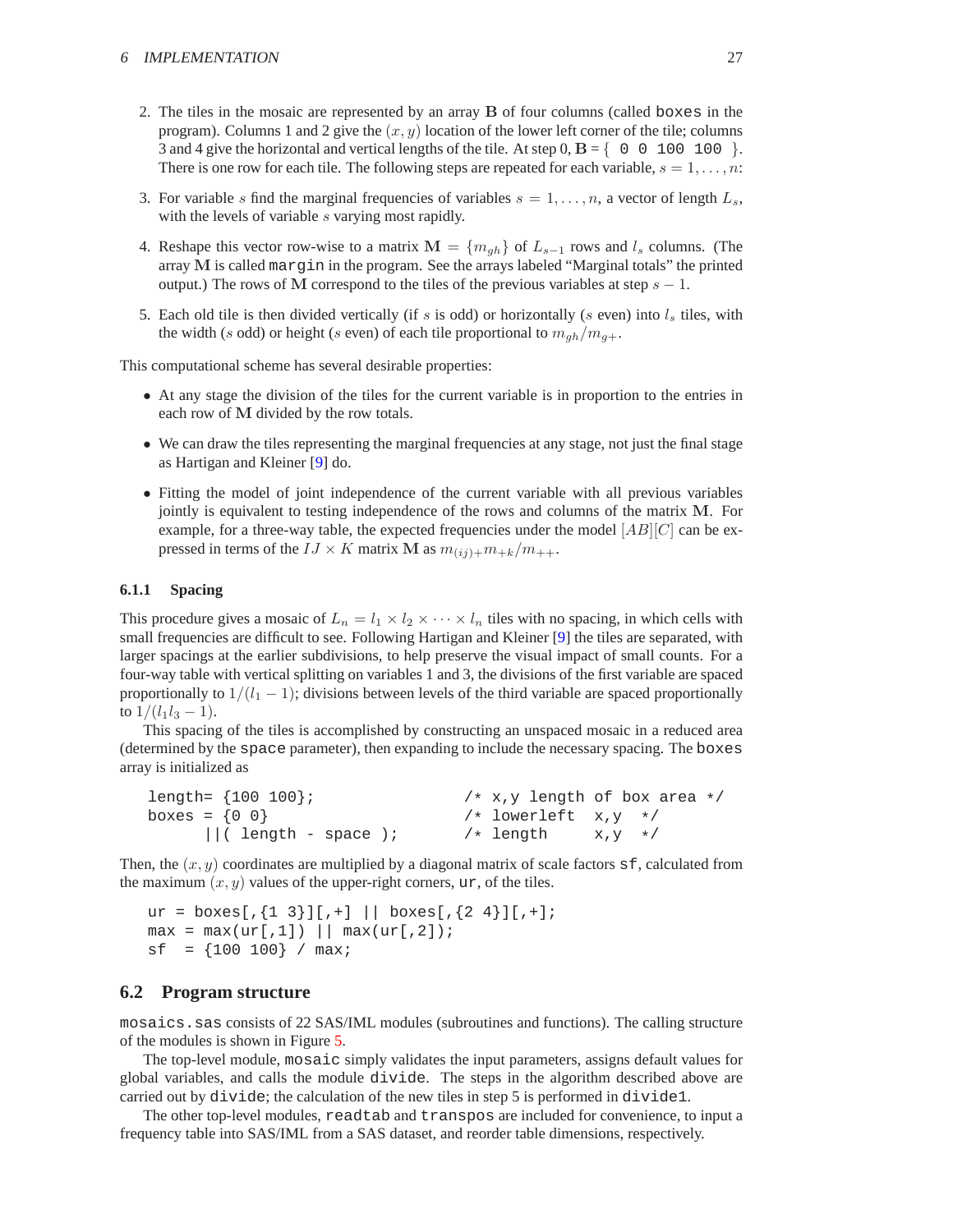2. The tiles in the mosaic are represented by an array $\mathbf{B}$ of four columns (called `boxes` in the program). Columns 1 and 2 give the $(x, y)$ location of the lower left corner of the tile; columns 3 and 4 give the horizontal and vertical lengths of the tile. At step 0, $\mathbf{B}$ = { `0 0 100 100` }. There is one row for each tile. The following steps are repeated for each variable, $s = 1, \ldots, n$:

3. For variable $s$ find the marginal frequencies of variables $s = 1, \ldots, n$, a vector of length $L_s$, with the levels of variable $s$ varying most rapidly.

4. Reshape this vector row-wise to a matrix $\mathbf{M} = \{m_{gh}\}$ of $L_{s-1}$ rows and $l_s$ columns. (The array $\mathbf{M}$ is called `margin` in the program. See the arrays labeled "Marginal totals" the printed output.) The rows of $\mathbf{M}$ correspond to the tiles of the previous variables at step $s - 1$.

5. Each old tile is then divided vertically (if $s$ is odd) or horizontally ($s$ even) into $l_s$ tiles, with the width ($s$ odd) or height ($s$ even) of each tile proportional to $m_{gh}/m_{g+}$.

This computational scheme has several desirable properties:

- At any stage the division of the tiles for the current variable is in proportion to the entries in each row of $\mathbf{M}$ divided by the row totals.
- We can draw the tiles representing the marginal frequencies at any stage, not just the final stage as Hartigan and Kleiner [9] do.
- Fitting the model of joint independence of the current variable with all previous variables jointly is equivalent to testing independence of the rows and columns of the matrix $\mathbf{M}$. For example, for a three-way table, the expected frequencies under the model $[AB][C]$ can be expressed in terms of the $IJ \times K$ matrix $\mathbf{M}$ as $m_{(ij)+}m_{+k}/m_{++}$.

#### 6.1.1 Spacing

This procedure gives a mosaic of $L_n = l_1 \times l_2 \times \cdots \times l_n$ tiles with no spacing, in which cells with small frequencies are difficult to see. Following Hartigan and Kleiner [9] the tiles are separated, with larger spacings at the earlier subdivisions, to help preserve the visual impact of small counts. For a four-way table with vertical splitting on variables 1 and 3, the divisions of the first variable are spaced proportionally to $1/(l_1 - 1)$; divisions between levels of the third variable are spaced proportionally to $1/(l_1 l_3 - 1)$.

This spacing of the tiles is accomplished by constructing an unspaced mosaic in a reduced area (determined by the `space` parameter), then expanding to include the necessary spacing. The `boxes` array is initialized as

```
length= {100 100};               /* x,y length of box area */
boxes = {0 0}                    /* lowerleft  x,y  */
      ||( length - space );      /* length     x,y  */
```

Then, the $(x, y)$ coordinates are multiplied by a diagonal matrix of scale factors `sf`, calculated from the maximum $(x, y)$ values of the upper-right corners, `ur`, of the tiles.

```
ur = boxes[,{1 3}][,+] || boxes[,{2 4}][,+];
max = max(ur[,1]) || max(ur[,2]);
sf  = {100 100} / max;
```

### 6.2 Program structure

`mosaics.sas` consists of 22 SAS/IML modules (subroutines and functions). The calling structure of the modules is shown in Figure 5.

The top-level module, `mosaic` simply validates the input parameters, assigns default values for global variables, and calls the module `divide`. The steps in the algorithm described above are carried out by `divide`; the calculation of the new tiles in step 5 is performed in `divide1`.

The other top-level modules, `readtab` and `transpos` are included for convenience, to input a frequency table into SAS/IML from a SAS dataset, and reorder table dimensions, respectively.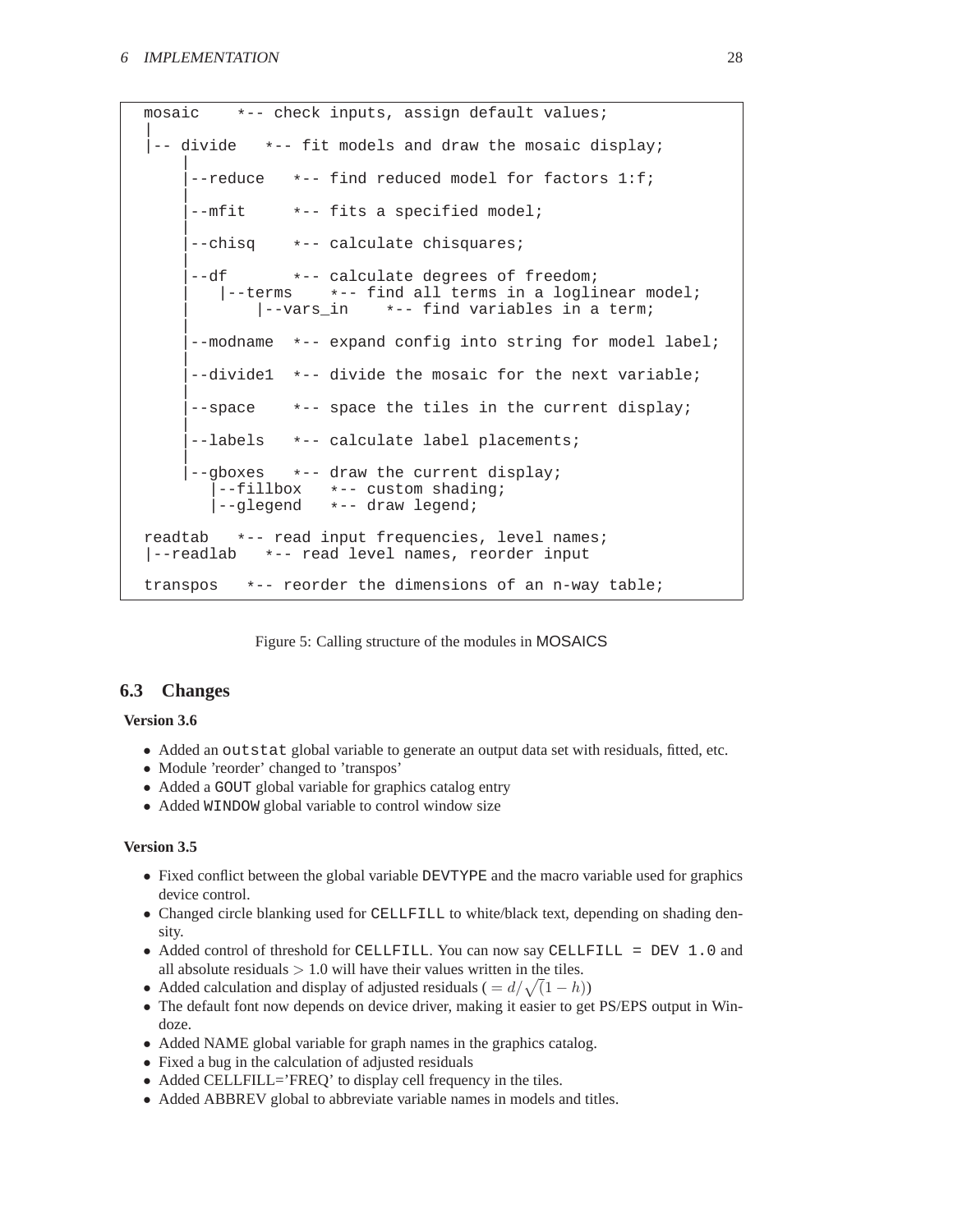```
mosaic    *-- check inputs, assign default values;
|
|-- divide   *-- fit models and draw the mosaic display;
    |
    |--reduce   *-- find reduced model for factors 1:f;
    |
    |--mfit     *-- fits a specified model;
    |
    |--chisq    *-- calculate chisquares;
    |
    |--df       *-- calculate degrees of freedom;
    |   |--terms    *-- find all terms in a loglinear model;
    |       |--vars_in    *-- find variables in a term;
    |
    |--modname  *-- expand config into string for model label;
    |
    |--divide1  *-- divide the mosaic for the next variable;
    |
    |--space    *-- space the tiles in the current display;
    |
    |--labels   *-- calculate label placements;
    |
    |--gboxes   *-- draw the current display;
      |--fillbox   *-- custom shading;
      |--glegend   *-- draw legend;

readtab   *-- read input frequencies, level names;
|--readlab   *-- read level names, reorder input

transpos   *-- reorder the dimensions of an n-way table;
```

Figure 5: Calling structure of the modules in MOSAICS

## 6.3 Changes

**Version 3.6**

- Added an `outstat` global variable to generate an output data set with residuals, fitted, etc.
- Module 'reorder' changed to 'transpos'
- Added a `GOUT` global variable for graphics catalog entry
- Added `WINDOW` global variable to control window size

**Version 3.5**

- Fixed conflict between the global variable `DEVTYPE` and the macro variable used for graphics device control.
- Changed circle blanking used for `CELLFILL` to white/black text, depending on shading density.
- Added control of threshold for `CELLFILL`. You can now say `CELLFILL = DEV 1.0` and all absolute residuals $> 1.0$ will have their values written in the tiles.
- Added calculation and display of adjusted residuals ($= d/\sqrt(1-h)$)
- The default font now depends on device driver, making it easier to get PS/EPS output in Windoze.
- Added NAME global variable for graph names in the graphics catalog.
- Fixed a bug in the calculation of adjusted residuals
- Added CELLFILL='FREQ' to display cell frequency in the tiles.
- Added ABBREV global to abbreviate variable names in models and titles.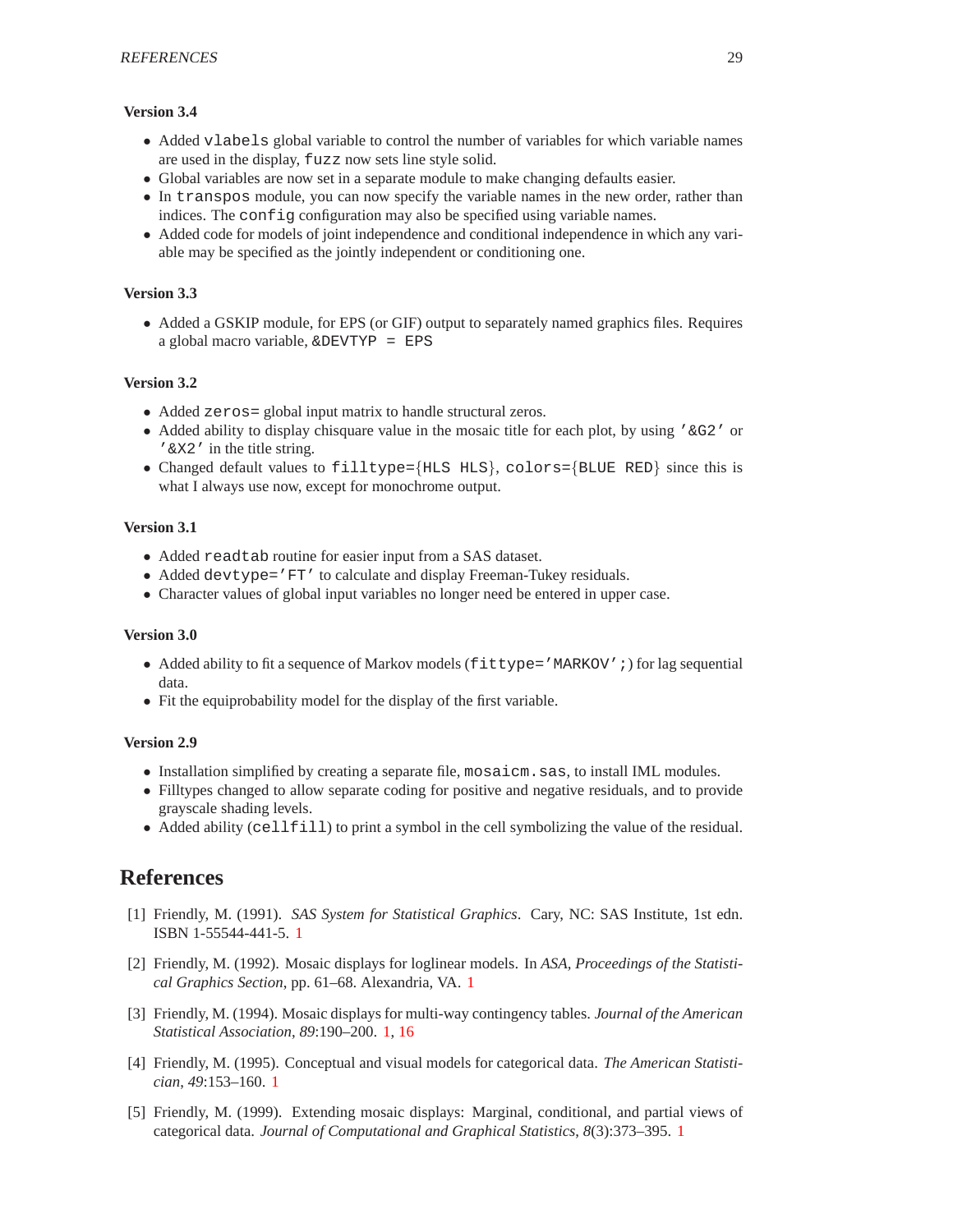**Version 3.4**

- Added `vlabels` global variable to control the number of variables for which variable names are used in the display, `fuzz` now sets line style solid.
- Global variables are now set in a separate module to make changing defaults easier.
- In `transpos` module, you can now specify the variable names in the new order, rather than indices. The `config` configuration may also be specified using variable names.
- Added code for models of joint independence and conditional independence in which any variable may be specified as the jointly independent or conditioning one.

**Version 3.3**

- Added a GSKIP module, for EPS (or GIF) output to separately named graphics files. Requires a global macro variable, `&DEVTYP = EPS`

**Version 3.2**

- Added `zeros=` global input matrix to handle structural zeros.
- Added ability to display chisquare value in the mosaic title for each plot, by using `'&G2'` or `'&X2'` in the title string.
- Changed default values to `filltype={HLS HLS}`, `colors={BLUE RED}` since this is what I always use now, except for monochrome output.

**Version 3.1**

- Added `readtab` routine for easier input from a SAS dataset.
- Added `devtype='FT'` to calculate and display Freeman-Tukey residuals.
- Character values of global input variables no longer need be entered in upper case.

**Version 3.0**

- Added ability to fit a sequence of Markov models (`fittype='MARKOV';`) for lag sequential data.
- Fit the equiprobability model for the display of the first variable.

**Version 2.9**

- Installation simplified by creating a separate file, `mosaicm.sas`, to install IML modules.
- Filltypes changed to allow separate coding for positive and negative residuals, and to provide grayscale shading levels.
- Added ability (`cellfill`) to print a symbol in the cell symbolizing the value of the residual.

# References

[1] Friendly, M. (1991). *SAS System for Statistical Graphics*. Cary, NC: SAS Institute, 1st edn. ISBN 1-55544-441-5. 1

[2] Friendly, M. (1992). Mosaic displays for loglinear models. In *ASA, Proceedings of the Statistical Graphics Section*, pp. 61–68. Alexandria, VA. 1

[3] Friendly, M. (1994). Mosaic displays for multi-way contingency tables. *Journal of the American Statistical Association*, *89*:190–200. 1, 16

[4] Friendly, M. (1995). Conceptual and visual models for categorical data. *The American Statistician*, *49*:153–160. 1

[5] Friendly, M. (1999). Extending mosaic displays: Marginal, conditional, and partial views of categorical data. *Journal of Computational and Graphical Statistics*, *8*(3):373–395. 1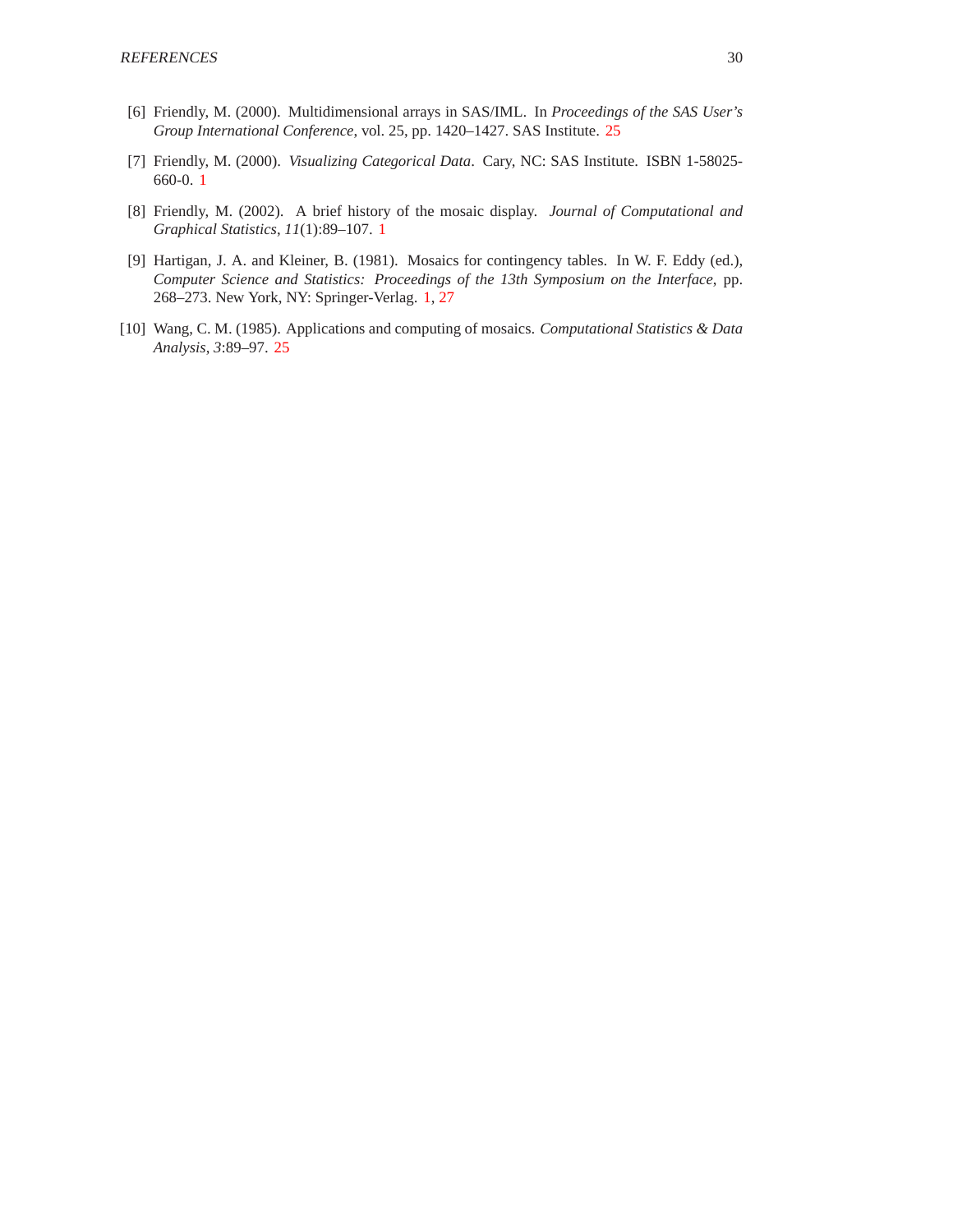[6] Friendly, M. (2000). Multidimensional arrays in SAS/IML. In *Proceedings of the SAS User's Group International Conference*, vol. 25, pp. 1420–1427. SAS Institute. 25

[7] Friendly, M. (2000). *Visualizing Categorical Data*. Cary, NC: SAS Institute. ISBN 1-58025-660-0. 1

[8] Friendly, M. (2002). A brief history of the mosaic display. *Journal of Computational and Graphical Statistics*, *11*(1):89–107. 1

[9] Hartigan, J. A. and Kleiner, B. (1981). Mosaics for contingency tables. In W. F. Eddy (ed.), *Computer Science and Statistics: Proceedings of the 13th Symposium on the Interface*, pp. 268–273. New York, NY: Springer-Verlag. 1, 27

[10] Wang, C. M. (1985). Applications and computing of mosaics. *Computational Statistics & Data Analysis*, *3*:89–97. 25